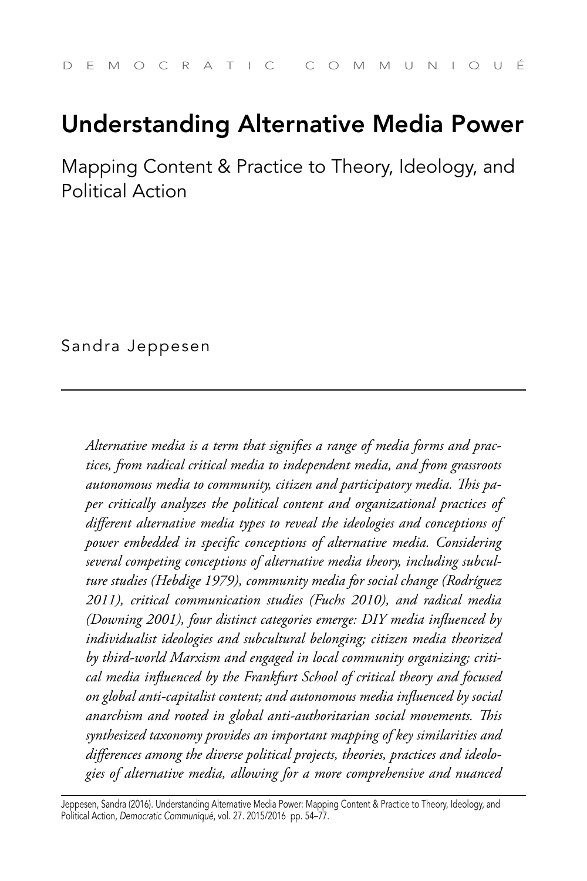# Understanding Alternative Media Power

Mapping Content & Practice to Theory, Ideology, and Political Action

Sandra Jeppesen

---

*Alternative media is a term that signifies a range of media forms and practices, from radical critical media to independent media, and from grassroots autonomous media to community, citizen and participatory media. This paper critically analyzes the political content and organizational practices of different alternative media types to reveal the ideologies and conceptions of power embedded in specific conceptions of alternative media. Considering several competing conceptions of alternative media theory, including subculture studies (Hebdige 1979), community media for social change (Rodríguez 2011), critical communication studies (Fuchs 2010), and radical media (Downing 2001), four distinct categories emerge: DIY media influenced by individualist ideologies and subcultural belonging; citizen media theorized by third-world Marxism and engaged in local community organizing; critical media influenced by the Frankfurt School of critical theory and focused on global anti-capitalist content; and autonomous media influenced by social anarchism and rooted in global anti-authoritarian social movements. This synthesized taxonomy provides an important mapping of key similarities and differences among the diverse political projects, theories, practices and ideologies of alternative media, allowing for a more comprehensive and nuanced*

Jeppesen, Sandra (2016). Understanding Alternative Media Power: Mapping Content & Practice to Theory, Ideology, and Political Action, *Democratic Communiqué*, vol. 27. 2015/2016 pp. 54–77.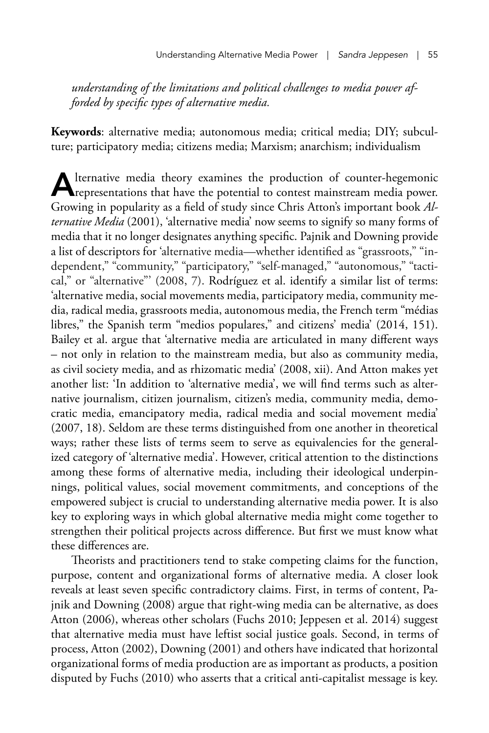*understanding of the limitations and political challenges to media power afforded by specific types of alternative media.*

**Keywords**: alternative media; autonomous media; critical media; DIY; subculture; participatory media; citizens media; Marxism; anarchism; individualism

Alternative media theory examines the production of counter-hegemonic representations that have the potential to contest mainstream media power. Growing in popularity as a field of study since Chris Atton's important book *Alternative Media* (2001), 'alternative media' now seems to signify so many forms of media that it no longer designates anything specific. Pajnik and Downing provide a list of descriptors for 'alternative media—whether identified as "grassroots," "independent," "community," "participatory," "self-managed," "autonomous," "tactical," or "alternative"' (2008, 7). Rodríguez et al. identify a similar list of terms: 'alternative media, social movements media, participatory media, community media, radical media, grassroots media, autonomous media, the French term "médias libres," the Spanish term "medios populares," and citizens' media' (2014, 151). Bailey et al. argue that 'alternative media are articulated in many different ways – not only in relation to the mainstream media, but also as community media, as civil society media, and as rhizomatic media' (2008, xii). And Atton makes yet another list: 'In addition to 'alternative media', we will find terms such as alternative journalism, citizen journalism, citizen's media, community media, democratic media, emancipatory media, radical media and social movement media' (2007, 18). Seldom are these terms distinguished from one another in theoretical ways; rather these lists of terms seem to serve as equivalencies for the generalized category of 'alternative media'. However, critical attention to the distinctions among these forms of alternative media, including their ideological underpinnings, political values, social movement commitments, and conceptions of the empowered subject is crucial to understanding alternative media power. It is also key to exploring ways in which global alternative media might come together to strengthen their political projects across difference. But first we must know what these differences are.

Theorists and practitioners tend to stake competing claims for the function, purpose, content and organizational forms of alternative media. A closer look reveals at least seven specific contradictory claims. First, in terms of content, Pajnik and Downing (2008) argue that right-wing media can be alternative, as does Atton (2006), whereas other scholars (Fuchs 2010; Jeppesen et al. 2014) suggest that alternative media must have leftist social justice goals. Second, in terms of process, Atton (2002), Downing (2001) and others have indicated that horizontal organizational forms of media production are as important as products, a position disputed by Fuchs (2010) who asserts that a critical anti-capitalist message is key.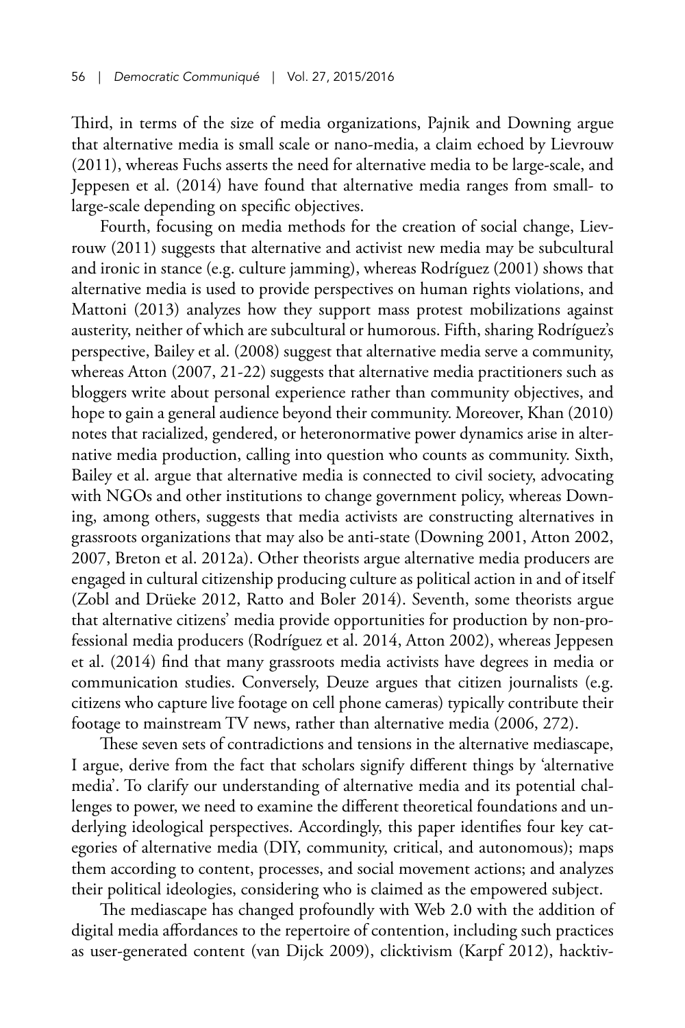Third, in terms of the size of media organizations, Pajnik and Downing argue that alternative media is small scale or nano-media, a claim echoed by Lievrouw (2011), whereas Fuchs asserts the need for alternative media to be large-scale, and Jeppesen et al. (2014) have found that alternative media ranges from small- to large-scale depending on specific objectives.

Fourth, focusing on media methods for the creation of social change, Lievrouw (2011) suggests that alternative and activist new media may be subcultural and ironic in stance (e.g. culture jamming), whereas Rodríguez (2001) shows that alternative media is used to provide perspectives on human rights violations, and Mattoni (2013) analyzes how they support mass protest mobilizations against austerity, neither of which are subcultural or humorous. Fifth, sharing Rodríguez's perspective, Bailey et al. (2008) suggest that alternative media serve a community, whereas Atton (2007, 21-22) suggests that alternative media practitioners such as bloggers write about personal experience rather than community objectives, and hope to gain a general audience beyond their community. Moreover, Khan (2010) notes that racialized, gendered, or heteronormative power dynamics arise in alternative media production, calling into question who counts as community. Sixth, Bailey et al. argue that alternative media is connected to civil society, advocating with NGOs and other institutions to change government policy, whereas Downing, among others, suggests that media activists are constructing alternatives in grassroots organizations that may also be anti-state (Downing 2001, Atton 2002, 2007, Breton et al. 2012a). Other theorists argue alternative media producers are engaged in cultural citizenship producing culture as political action in and of itself (Zobl and Drüeke 2012, Ratto and Boler 2014). Seventh, some theorists argue that alternative citizens' media provide opportunities for production by non-professional media producers (Rodríguez et al. 2014, Atton 2002), whereas Jeppesen et al. (2014) find that many grassroots media activists have degrees in media or communication studies. Conversely, Deuze argues that citizen journalists (e.g. citizens who capture live footage on cell phone cameras) typically contribute their footage to mainstream TV news, rather than alternative media (2006, 272).

These seven sets of contradictions and tensions in the alternative mediascape, I argue, derive from the fact that scholars signify different things by 'alternative media'. To clarify our understanding of alternative media and its potential challenges to power, we need to examine the different theoretical foundations and underlying ideological perspectives. Accordingly, this paper identifies four key categories of alternative media (DIY, community, critical, and autonomous); maps them according to content, processes, and social movement actions; and analyzes their political ideologies, considering who is claimed as the empowered subject.

The mediascape has changed profoundly with Web 2.0 with the addition of digital media affordances to the repertoire of contention, including such practices as user-generated content (van Dijck 2009), clicktivism (Karpf 2012), hacktiv-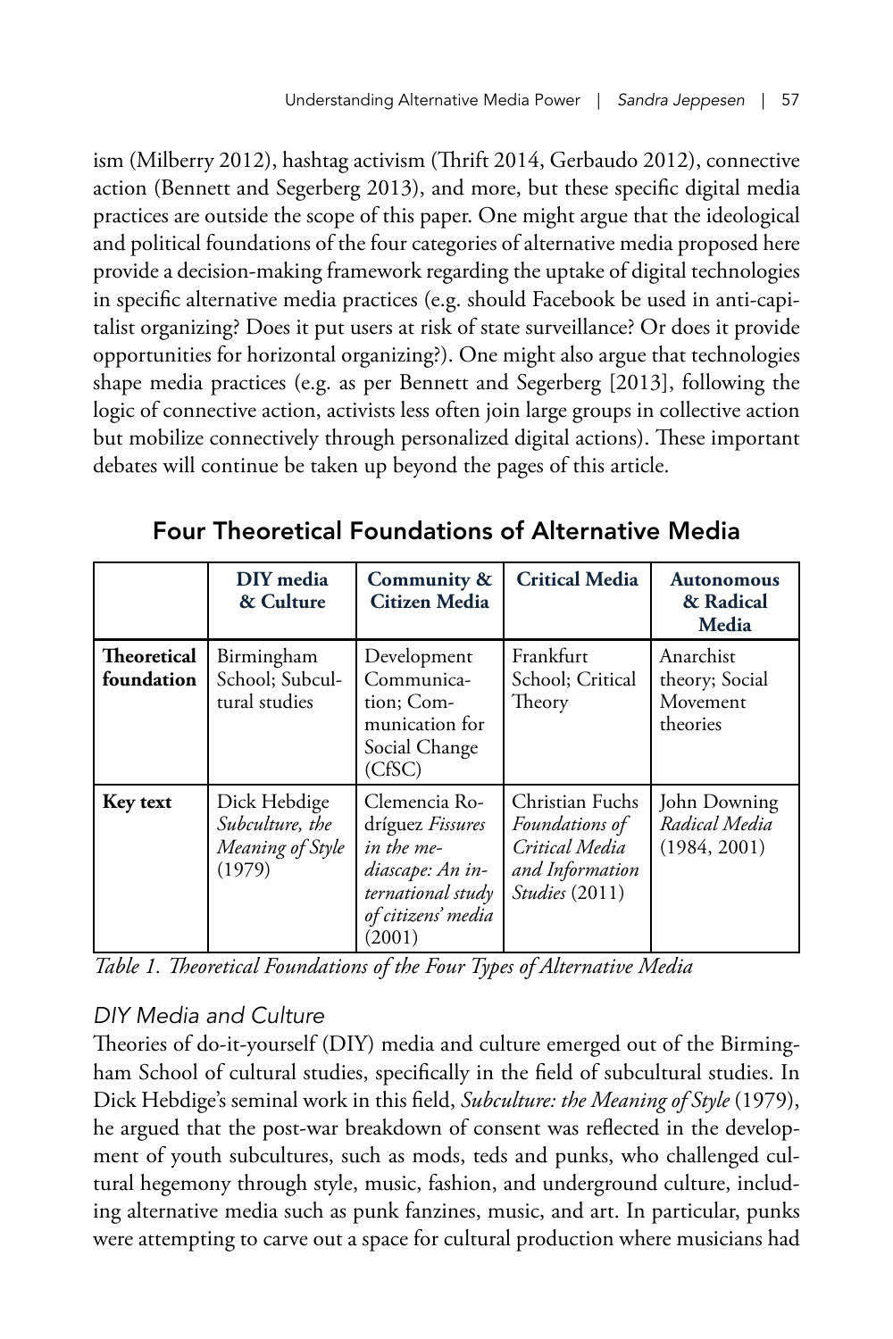ism (Milberry 2012), hashtag activism (Thrift 2014, Gerbaudo 2012), connective action (Bennett and Segerberg 2013), and more, but these specific digital media practices are outside the scope of this paper. One might argue that the ideological and political foundations of the four categories of alternative media proposed here provide a decision-making framework regarding the uptake of digital technologies in specific alternative media practices (e.g. should Facebook be used in anti-capitalist organizing? Does it put users at risk of state surveillance? Or does it provide opportunities for horizontal organizing?). One might also argue that technologies shape media practices (e.g. as per Bennett and Segerberg [2013], following the logic of connective action, activists less often join large groups in collective action but mobilize connectively through personalized digital actions). These important debates will continue be taken up beyond the pages of this article.

## Four Theoretical Foundations of Alternative Media

| | **DIY media & Culture** | **Community & Citizen Media** | **Critical Media** | **Autonomous & Radical Media** |
|---|---|---|---|---|
| **Theoretical foundation** | Birmingham School; Subcultural studies | Development Communication; Communication for Social Change (CfSC) | Frankfurt School; Critical Theory | Anarchist theory; Social Movement theories |
| **Key text** | Dick Hebdige *Subculture, the Meaning of Style* (1979) | Clemencia Rodríguez *Fissures in the mediascape: An international study of citizens' media* (2001) | Christian Fuchs *Foundations of Critical Media and Information Studies* (2011) | John Downing *Radical Media* (1984, 2001) |

*Table 1. Theoretical Foundations of the Four Types of Alternative Media*

### *DIY Media and Culture*

Theories of do-it-yourself (DIY) media and culture emerged out of the Birmingham School of cultural studies, specifically in the field of subcultural studies. In Dick Hebdige's seminal work in this field, *Subculture: the Meaning of Style* (1979), he argued that the post-war breakdown of consent was reflected in the development of youth subcultures, such as mods, teds and punks, who challenged cultural hegemony through style, music, fashion, and underground culture, including alternative media such as punk fanzines, music, and art. In particular, punks were attempting to carve out a space for cultural production where musicians had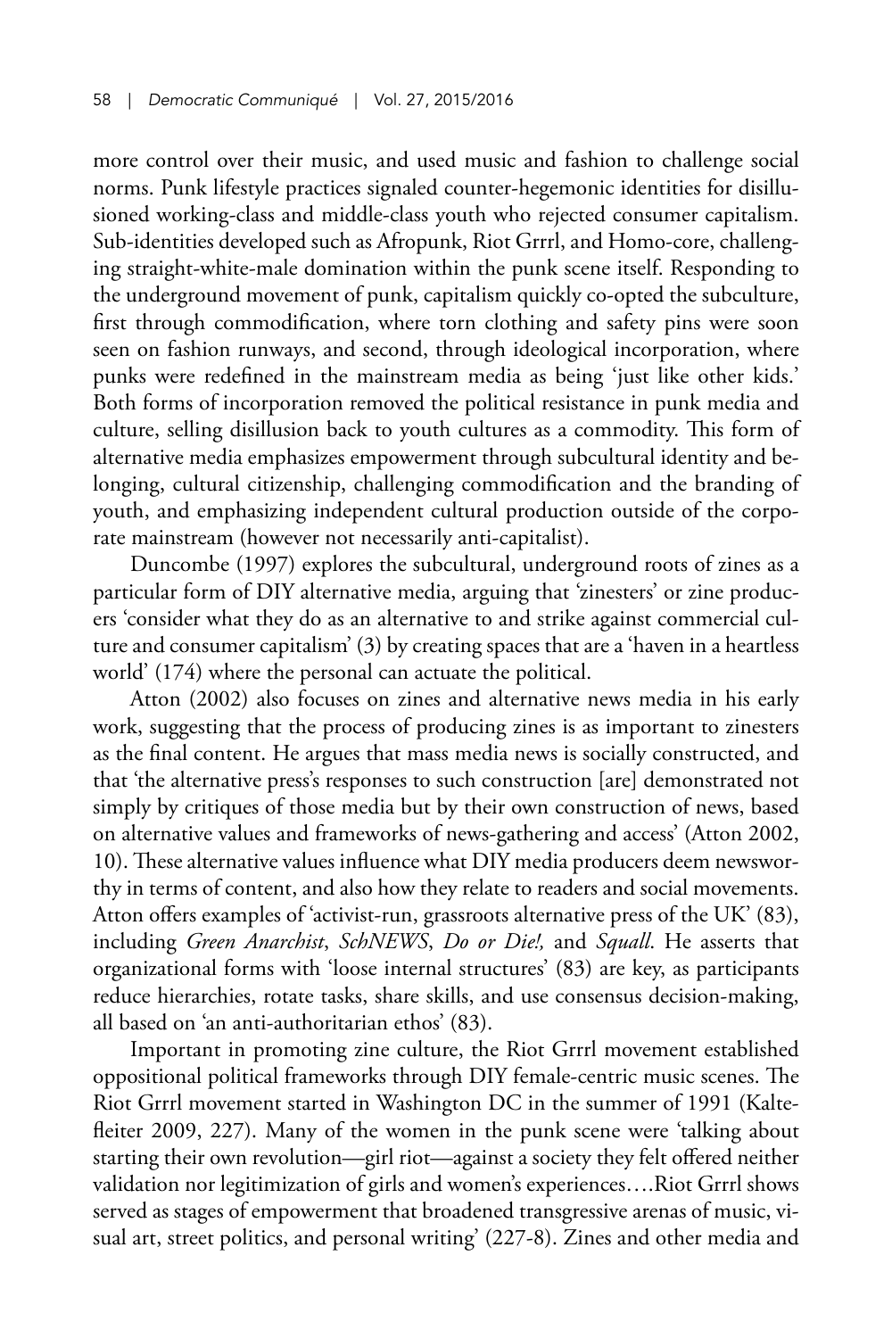more control over their music, and used music and fashion to challenge social norms. Punk lifestyle practices signaled counter-hegemonic identities for disillusioned working-class and middle-class youth who rejected consumer capitalism. Sub-identities developed such as Afropunk, Riot Grrrl, and Homo-core, challenging straight-white-male domination within the punk scene itself. Responding to the underground movement of punk, capitalism quickly co-opted the subculture, first through commodification, where torn clothing and safety pins were soon seen on fashion runways, and second, through ideological incorporation, where punks were redefined in the mainstream media as being 'just like other kids.' Both forms of incorporation removed the political resistance in punk media and culture, selling disillusion back to youth cultures as a commodity. This form of alternative media emphasizes empowerment through subcultural identity and belonging, cultural citizenship, challenging commodification and the branding of youth, and emphasizing independent cultural production outside of the corporate mainstream (however not necessarily anti-capitalist).

Duncombe (1997) explores the subcultural, underground roots of zines as a particular form of DIY alternative media, arguing that 'zinesters' or zine producers 'consider what they do as an alternative to and strike against commercial culture and consumer capitalism' (3) by creating spaces that are a 'haven in a heartless world' (174) where the personal can actuate the political.

Atton (2002) also focuses on zines and alternative news media in his early work, suggesting that the process of producing zines is as important to zinesters as the final content. He argues that mass media news is socially constructed, and that 'the alternative press's responses to such construction [are] demonstrated not simply by critiques of those media but by their own construction of news, based on alternative values and frameworks of news-gathering and access' (Atton 2002, 10). These alternative values influence what DIY media producers deem newsworthy in terms of content, and also how they relate to readers and social movements. Atton offers examples of 'activist-run, grassroots alternative press of the UK' (83), including *Green Anarchist*, *SchNEWS*, *Do or Die!,* and *Squall*. He asserts that organizational forms with 'loose internal structures' (83) are key, as participants reduce hierarchies, rotate tasks, share skills, and use consensus decision-making, all based on 'an anti-authoritarian ethos' (83).

Important in promoting zine culture, the Riot Grrrl movement established oppositional political frameworks through DIY female-centric music scenes. The Riot Grrrl movement started in Washington DC in the summer of 1991 (Kaltefleiter 2009, 227). Many of the women in the punk scene were 'talking about starting their own revolution—girl riot—against a society they felt offered neither validation nor legitimization of girls and women's experiences….Riot Grrrl shows served as stages of empowerment that broadened transgressive arenas of music, visual art, street politics, and personal writing' (227-8). Zines and other media and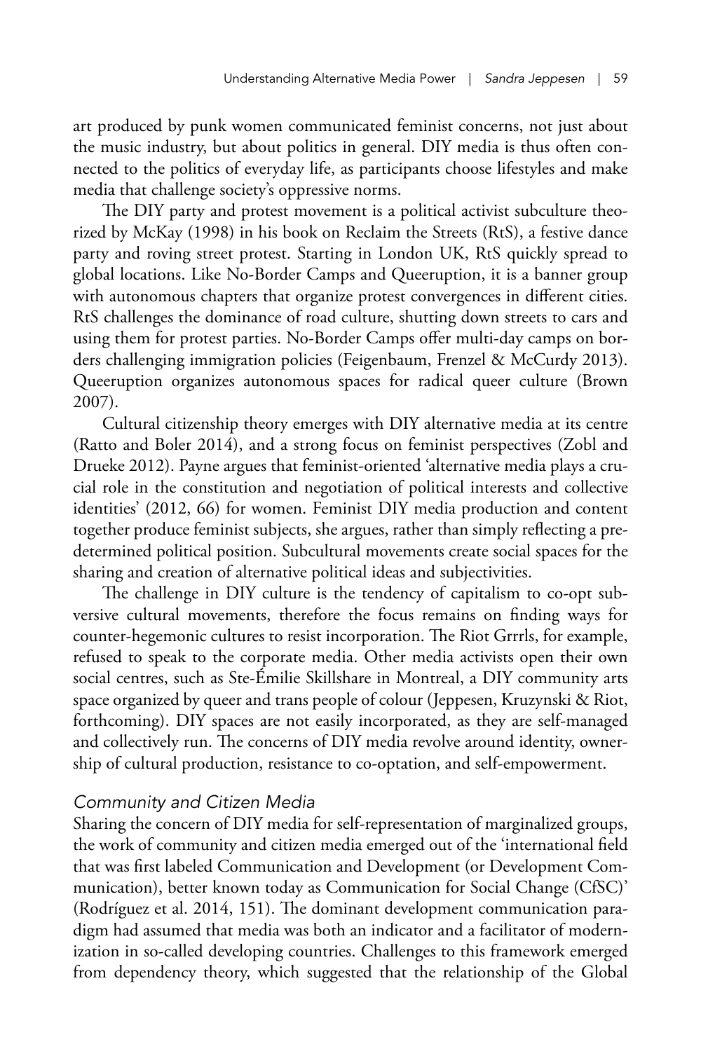art produced by punk women communicated feminist concerns, not just about the music industry, but about politics in general. DIY media is thus often connected to the politics of everyday life, as participants choose lifestyles and make media that challenge society's oppressive norms.

The DIY party and protest movement is a political activist subculture theorized by McKay (1998) in his book on Reclaim the Streets (RtS), a festive dance party and roving street protest. Starting in London UK, RtS quickly spread to global locations. Like No-Border Camps and Queeruption, it is a banner group with autonomous chapters that organize protest convergences in different cities. RtS challenges the dominance of road culture, shutting down streets to cars and using them for protest parties. No-Border Camps offer multi-day camps on borders challenging immigration policies (Feigenbaum, Frenzel & McCurdy 2013). Queeruption organizes autonomous spaces for radical queer culture (Brown 2007).

Cultural citizenship theory emerges with DIY alternative media at its centre (Ratto and Boler 2014), and a strong focus on feminist perspectives (Zobl and Drueke 2012). Payne argues that feminist-oriented 'alternative media plays a crucial role in the constitution and negotiation of political interests and collective identities' (2012, 66) for women. Feminist DIY media production and content together produce feminist subjects, she argues, rather than simply reflecting a predetermined political position. Subcultural movements create social spaces for the sharing and creation of alternative political ideas and subjectivities.

The challenge in DIY culture is the tendency of capitalism to co-opt subversive cultural movements, therefore the focus remains on finding ways for counter-hegemonic cultures to resist incorporation. The Riot Grrrls, for example, refused to speak to the corporate media. Other media activists open their own social centres, such as Ste-Émilie Skillshare in Montreal, a DIY community arts space organized by queer and trans people of colour (Jeppesen, Kruzynski & Riot, forthcoming). DIY spaces are not easily incorporated, as they are self-managed and collectively run. The concerns of DIY media revolve around identity, ownership of cultural production, resistance to co-optation, and self-empowerment.

### *Community and Citizen Media*

Sharing the concern of DIY media for self-representation of marginalized groups, the work of community and citizen media emerged out of the 'international field that was first labeled Communication and Development (or Development Communication), better known today as Communication for Social Change (CfSC)' (Rodríguez et al. 2014, 151). The dominant development communication paradigm had assumed that media was both an indicator and a facilitator of modernization in so-called developing countries. Challenges to this framework emerged from dependency theory, which suggested that the relationship of the Global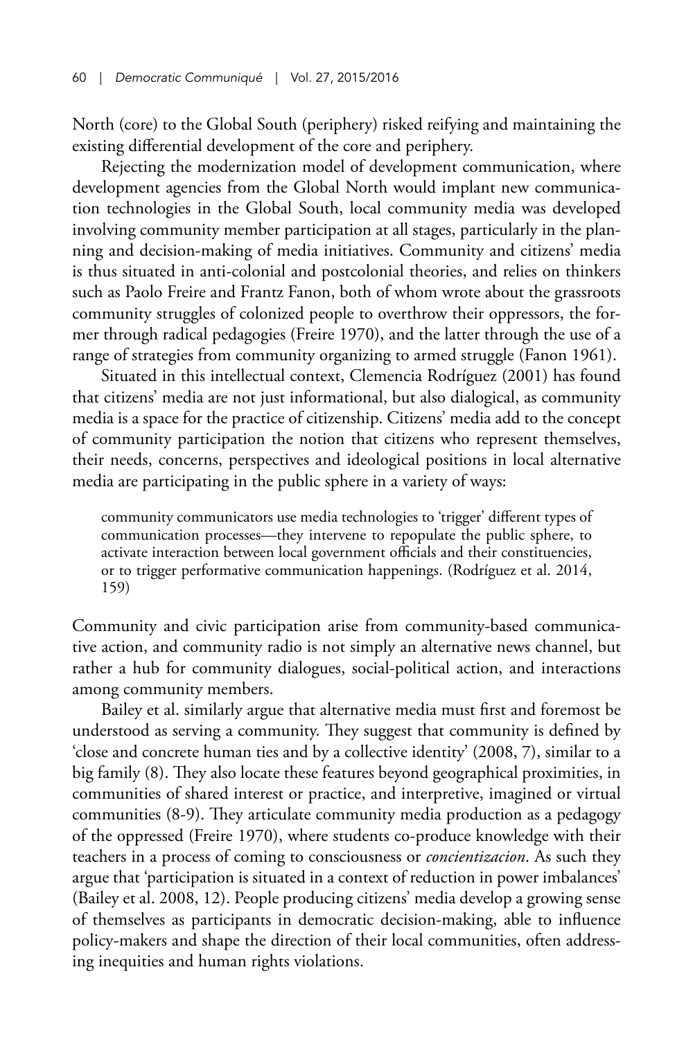North (core) to the Global South (periphery) risked reifying and maintaining the existing differential development of the core and periphery.

Rejecting the modernization model of development communication, where development agencies from the Global North would implant new communication technologies in the Global South, local community media was developed involving community member participation at all stages, particularly in the planning and decision-making of media initiatives. Community and citizens' media is thus situated in anti-colonial and postcolonial theories, and relies on thinkers such as Paolo Freire and Frantz Fanon, both of whom wrote about the grassroots community struggles of colonized people to overthrow their oppressors, the former through radical pedagogies (Freire 1970), and the latter through the use of a range of strategies from community organizing to armed struggle (Fanon 1961).

Situated in this intellectual context, Clemencia Rodríguez (2001) has found that citizens' media are not just informational, but also dialogical, as community media is a space for the practice of citizenship. Citizens' media add to the concept of community participation the notion that citizens who represent themselves, their needs, concerns, perspectives and ideological positions in local alternative media are participating in the public sphere in a variety of ways:

> community communicators use media technologies to 'trigger' different types of communication processes—they intervene to repopulate the public sphere, to activate interaction between local government officials and their constituencies, or to trigger performative communication happenings. (Rodríguez et al. 2014, 159)

Community and civic participation arise from community-based communicative action, and community radio is not simply an alternative news channel, but rather a hub for community dialogues, social-political action, and interactions among community members.

Bailey et al. similarly argue that alternative media must first and foremost be understood as serving a community. They suggest that community is defined by 'close and concrete human ties and by a collective identity' (2008, 7), similar to a big family (8). They also locate these features beyond geographical proximities, in communities of shared interest or practice, and interpretive, imagined or virtual communities (8-9). They articulate community media production as a pedagogy of the oppressed (Freire 1970), where students co-produce knowledge with their teachers in a process of coming to consciousness or *concientizacion*. As such they argue that 'participation is situated in a context of reduction in power imbalances' (Bailey et al. 2008, 12). People producing citizens' media develop a growing sense of themselves as participants in democratic decision-making, able to influence policy-makers and shape the direction of their local communities, often addressing inequities and human rights violations.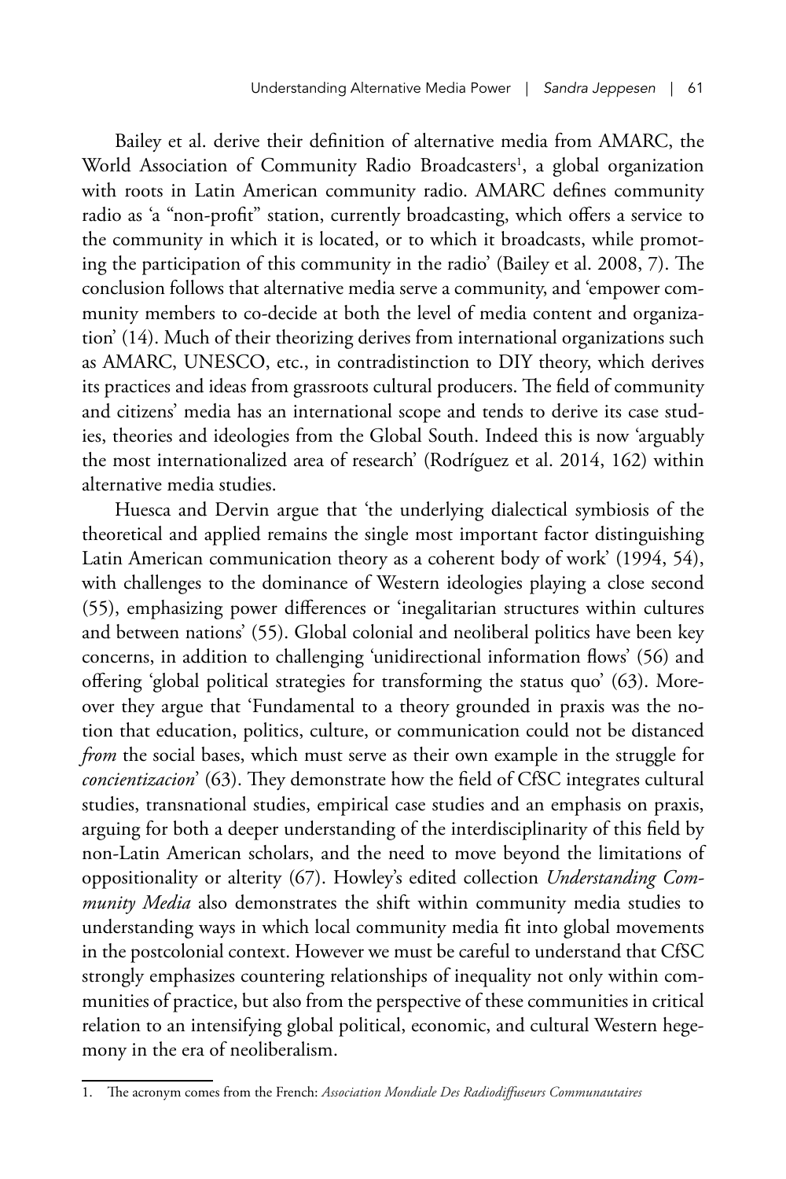Bailey et al. derive their definition of alternative media from AMARC, the World Association of Community Radio Broadcasters[1], a global organization with roots in Latin American community radio. AMARC defines community radio as 'a "non-profit" station, currently broadcasting, which offers a service to the community in which it is located, or to which it broadcasts, while promoting the participation of this community in the radio' (Bailey et al. 2008, 7). The conclusion follows that alternative media serve a community, and 'empower community members to co-decide at both the level of media content and organization' (14). Much of their theorizing derives from international organizations such as AMARC, UNESCO, etc., in contradistinction to DIY theory, which derives its practices and ideas from grassroots cultural producers. The field of community and citizens' media has an international scope and tends to derive its case studies, theories and ideologies from the Global South. Indeed this is now 'arguably the most internationalized area of research' (Rodríguez et al. 2014, 162) within alternative media studies.

Huesca and Dervin argue that 'the underlying dialectical symbiosis of the theoretical and applied remains the single most important factor distinguishing Latin American communication theory as a coherent body of work' (1994, 54), with challenges to the dominance of Western ideologies playing a close second (55), emphasizing power differences or 'inegalitarian structures within cultures and between nations' (55). Global colonial and neoliberal politics have been key concerns, in addition to challenging 'unidirectional information flows' (56) and offering 'global political strategies for transforming the status quo' (63). Moreover they argue that 'Fundamental to a theory grounded in praxis was the notion that education, politics, culture, or communication could not be distanced *from* the social bases, which must serve as their own example in the struggle for *concientizacion*' (63). They demonstrate how the field of CfSC integrates cultural studies, transnational studies, empirical case studies and an emphasis on praxis, arguing for both a deeper understanding of the interdisciplinarity of this field by non-Latin American scholars, and the need to move beyond the limitations of oppositionality or alterity (67). Howley's edited collection *Understanding Community Media* also demonstrates the shift within community media studies to understanding ways in which local community media fit into global movements in the postcolonial context. However we must be careful to understand that CfSC strongly emphasizes countering relationships of inequality not only within communities of practice, but also from the perspective of these communities in critical relation to an intensifying global political, economic, and cultural Western hegemony in the era of neoliberalism.

---

1. The acronym comes from the French: *Association Mondiale Des Radiodiffuseurs Communautaires*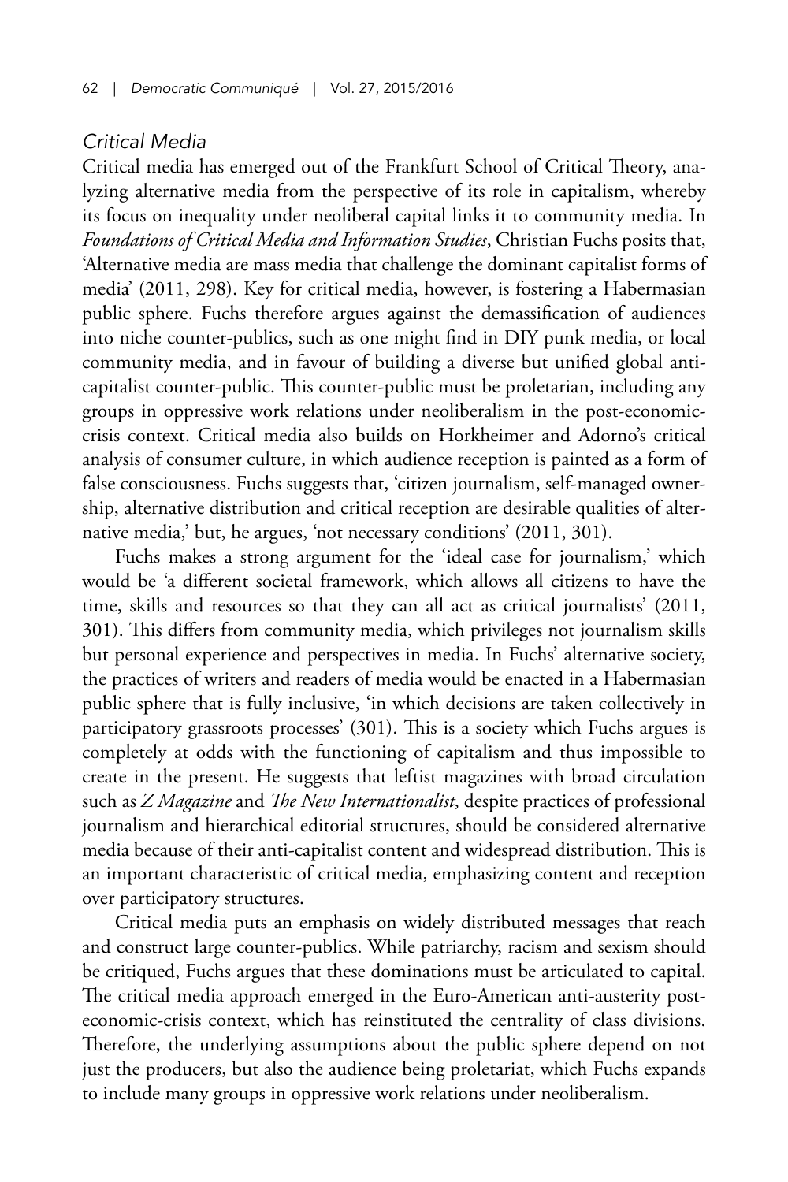### *Critical Media*

Critical media has emerged out of the Frankfurt School of Critical Theory, analyzing alternative media from the perspective of its role in capitalism, whereby its focus on inequality under neoliberal capital links it to community media. In *Foundations of Critical Media and Information Studies*, Christian Fuchs posits that, 'Alternative media are mass media that challenge the dominant capitalist forms of media' (2011, 298). Key for critical media, however, is fostering a Habermasian public sphere. Fuchs therefore argues against the demassification of audiences into niche counter-publics, such as one might find in DIY punk media, or local community media, and in favour of building a diverse but unified global anti-capitalist counter-public. This counter-public must be proletarian, including any groups in oppressive work relations under neoliberalism in the post-economic-crisis context. Critical media also builds on Horkheimer and Adorno's critical analysis of consumer culture, in which audience reception is painted as a form of false consciousness. Fuchs suggests that, 'citizen journalism, self-managed ownership, alternative distribution and critical reception are desirable qualities of alternative media,' but, he argues, 'not necessary conditions' (2011, 301).

Fuchs makes a strong argument for the 'ideal case for journalism,' which would be 'a different societal framework, which allows all citizens to have the time, skills and resources so that they can all act as critical journalists' (2011, 301). This differs from community media, which privileges not journalism skills but personal experience and perspectives in media. In Fuchs' alternative society, the practices of writers and readers of media would be enacted in a Habermasian public sphere that is fully inclusive, 'in which decisions are taken collectively in participatory grassroots processes' (301). This is a society which Fuchs argues is completely at odds with the functioning of capitalism and thus impossible to create in the present. He suggests that leftist magazines with broad circulation such as *Z Magazine* and *The New Internationalist*, despite practices of professional journalism and hierarchical editorial structures, should be considered alternative media because of their anti-capitalist content and widespread distribution. This is an important characteristic of critical media, emphasizing content and reception over participatory structures.

Critical media puts an emphasis on widely distributed messages that reach and construct large counter-publics. While patriarchy, racism and sexism should be critiqued, Fuchs argues that these dominations must be articulated to capital. The critical media approach emerged in the Euro-American anti-austerity post-economic-crisis context, which has reinstituted the centrality of class divisions. Therefore, the underlying assumptions about the public sphere depend on not just the producers, but also the audience being proletariat, which Fuchs expands to include many groups in oppressive work relations under neoliberalism.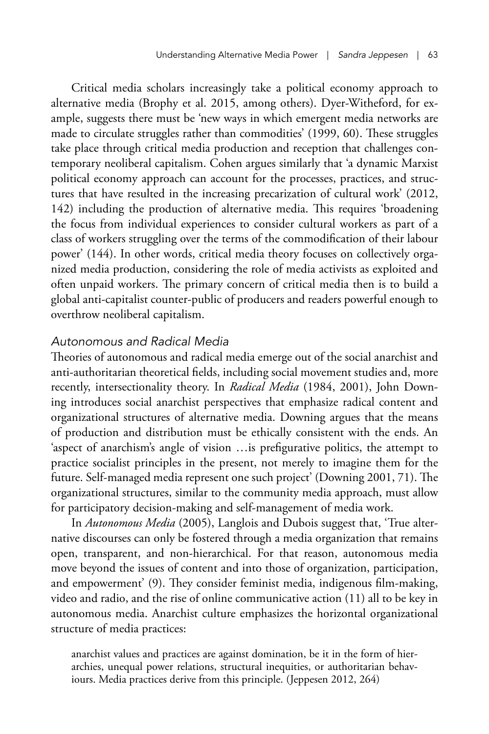Critical media scholars increasingly take a political economy approach to alternative media (Brophy et al. 2015, among others). Dyer-Witheford, for example, suggests there must be 'new ways in which emergent media networks are made to circulate struggles rather than commodities' (1999, 60). These struggles take place through critical media production and reception that challenges contemporary neoliberal capitalism. Cohen argues similarly that 'a dynamic Marxist political economy approach can account for the processes, practices, and structures that have resulted in the increasing precarization of cultural work' (2012, 142) including the production of alternative media. This requires 'broadening the focus from individual experiences to consider cultural workers as part of a class of workers struggling over the terms of the commodification of their labour power' (144). In other words, critical media theory focuses on collectively organized media production, considering the role of media activists as exploited and often unpaid workers. The primary concern of critical media then is to build a global anti-capitalist counter-public of producers and readers powerful enough to overthrow neoliberal capitalism.

### *Autonomous and Radical Media*

Theories of autonomous and radical media emerge out of the social anarchist and anti-authoritarian theoretical fields, including social movement studies and, more recently, intersectionality theory. In *Radical Media* (1984, 2001), John Downing introduces social anarchist perspectives that emphasize radical content and organizational structures of alternative media. Downing argues that the means of production and distribution must be ethically consistent with the ends. An 'aspect of anarchism's angle of vision …is prefigurative politics, the attempt to practice socialist principles in the present, not merely to imagine them for the future. Self-managed media represent one such project' (Downing 2001, 71). The organizational structures, similar to the community media approach, must allow for participatory decision-making and self-management of media work.

In *Autonomous Media* (2005), Langlois and Dubois suggest that, 'True alternative discourses can only be fostered through a media organization that remains open, transparent, and non-hierarchical. For that reason, autonomous media move beyond the issues of content and into those of organization, participation, and empowerment' (9). They consider feminist media, indigenous film-making, video and radio, and the rise of online communicative action (11) all to be key in autonomous media. Anarchist culture emphasizes the horizontal organizational structure of media practices:

> anarchist values and practices are against domination, be it in the form of hierarchies, unequal power relations, structural inequities, or authoritarian behaviours. Media practices derive from this principle. (Jeppesen 2012, 264)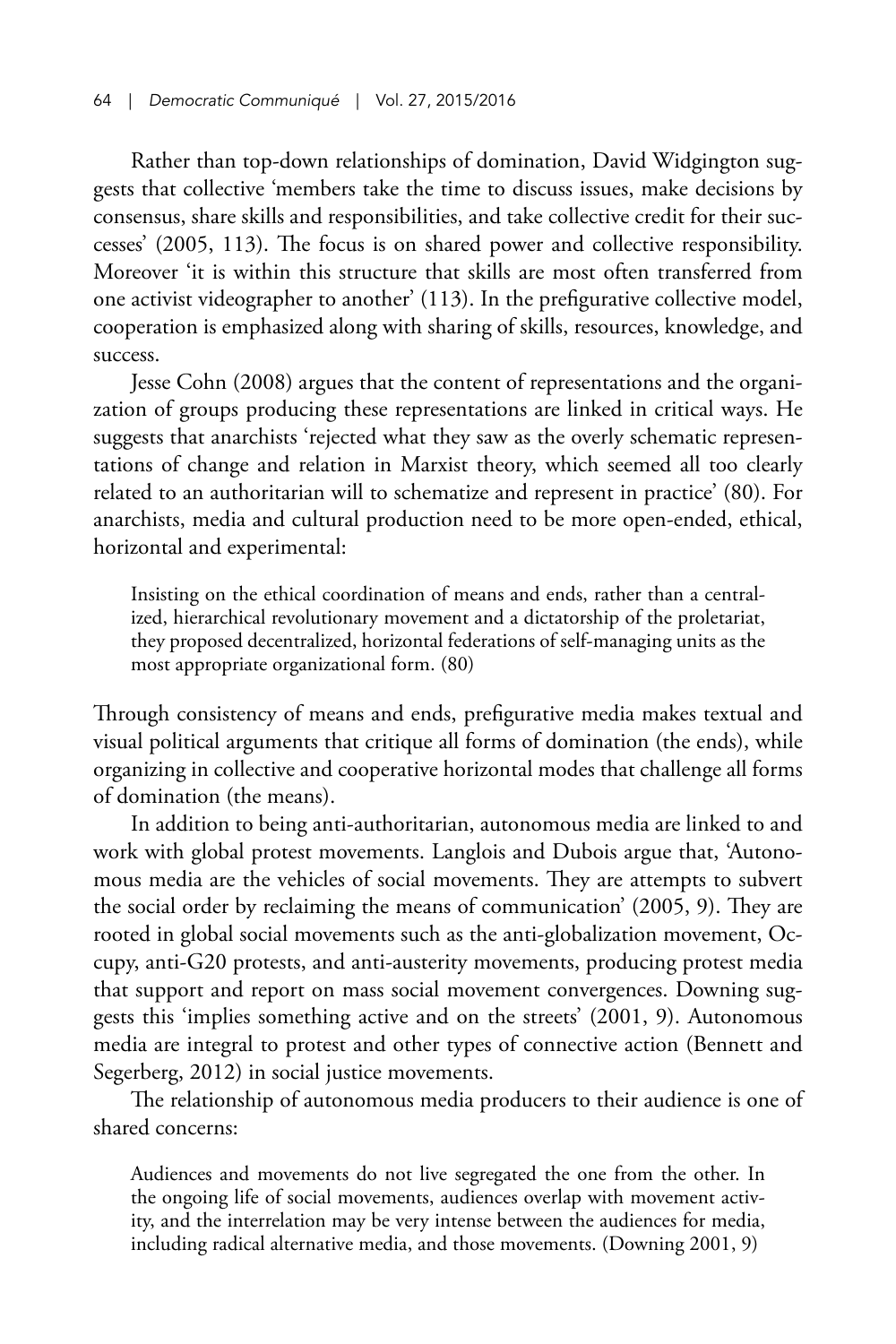Rather than top-down relationships of domination, David Widgington suggests that collective 'members take the time to discuss issues, make decisions by consensus, share skills and responsibilities, and take collective credit for their successes' (2005, 113). The focus is on shared power and collective responsibility. Moreover 'it is within this structure that skills are most often transferred from one activist videographer to another' (113). In the prefigurative collective model, cooperation is emphasized along with sharing of skills, resources, knowledge, and success.

Jesse Cohn (2008) argues that the content of representations and the organization of groups producing these representations are linked in critical ways. He suggests that anarchists 'rejected what they saw as the overly schematic representations of change and relation in Marxist theory, which seemed all too clearly related to an authoritarian will to schematize and represent in practice' (80). For anarchists, media and cultural production need to be more open-ended, ethical, horizontal and experimental:

> Insisting on the ethical coordination of means and ends, rather than a centralized, hierarchical revolutionary movement and a dictatorship of the proletariat, they proposed decentralized, horizontal federations of self-managing units as the most appropriate organizational form. (80)

Through consistency of means and ends, prefigurative media makes textual and visual political arguments that critique all forms of domination (the ends), while organizing in collective and cooperative horizontal modes that challenge all forms of domination (the means).

In addition to being anti-authoritarian, autonomous media are linked to and work with global protest movements. Langlois and Dubois argue that, 'Autonomous media are the vehicles of social movements. They are attempts to subvert the social order by reclaiming the means of communication' (2005, 9). They are rooted in global social movements such as the anti-globalization movement, Occupy, anti-G20 protests, and anti-austerity movements, producing protest media that support and report on mass social movement convergences. Downing suggests this 'implies something active and on the streets' (2001, 9). Autonomous media are integral to protest and other types of connective action (Bennett and Segerberg, 2012) in social justice movements.

The relationship of autonomous media producers to their audience is one of shared concerns:

> Audiences and movements do not live segregated the one from the other. In the ongoing life of social movements, audiences overlap with movement activity, and the interrelation may be very intense between the audiences for media, including radical alternative media, and those movements. (Downing 2001, 9)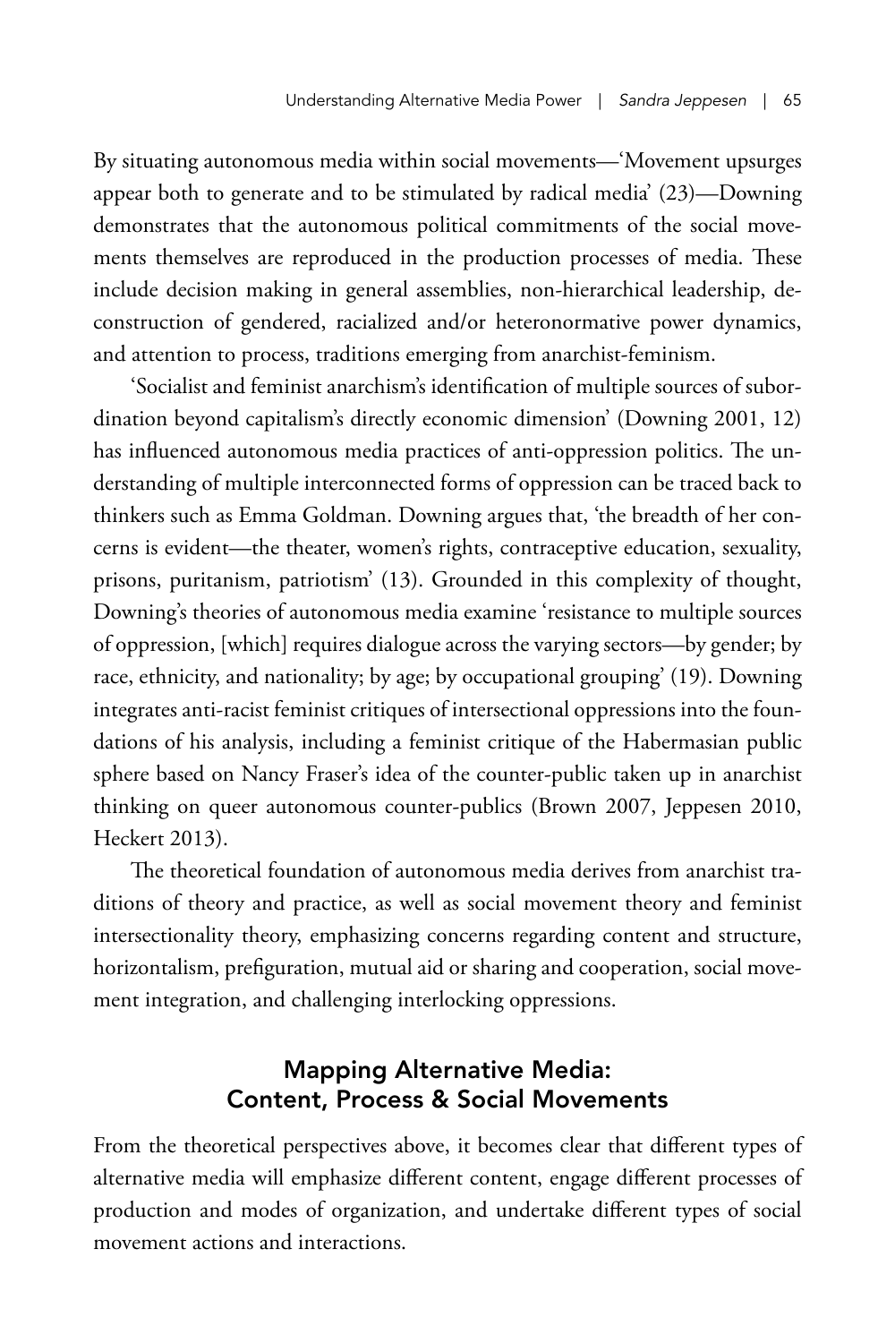By situating autonomous media within social movements—'Movement upsurges appear both to generate and to be stimulated by radical media' (23)—Downing demonstrates that the autonomous political commitments of the social movements themselves are reproduced in the production processes of media. These include decision making in general assemblies, non-hierarchical leadership, deconstruction of gendered, racialized and/or heteronormative power dynamics, and attention to process, traditions emerging from anarchist-feminism.

'Socialist and feminist anarchism's identification of multiple sources of subordination beyond capitalism's directly economic dimension' (Downing 2001, 12) has influenced autonomous media practices of anti-oppression politics. The understanding of multiple interconnected forms of oppression can be traced back to thinkers such as Emma Goldman. Downing argues that, 'the breadth of her concerns is evident—the theater, women's rights, contraceptive education, sexuality, prisons, puritanism, patriotism' (13). Grounded in this complexity of thought, Downing's theories of autonomous media examine 'resistance to multiple sources of oppression, [which] requires dialogue across the varying sectors—by gender; by race, ethnicity, and nationality; by age; by occupational grouping' (19). Downing integrates anti-racist feminist critiques of intersectional oppressions into the foundations of his analysis, including a feminist critique of the Habermasian public sphere based on Nancy Fraser's idea of the counter-public taken up in anarchist thinking on queer autonomous counter-publics (Brown 2007, Jeppesen 2010, Heckert 2013).

The theoretical foundation of autonomous media derives from anarchist traditions of theory and practice, as well as social movement theory and feminist intersectionality theory, emphasizing concerns regarding content and structure, horizontalism, prefiguration, mutual aid or sharing and cooperation, social movement integration, and challenging interlocking oppressions.

## Mapping Alternative Media: Content, Process & Social Movements

From the theoretical perspectives above, it becomes clear that different types of alternative media will emphasize different content, engage different processes of production and modes of organization, and undertake different types of social movement actions and interactions.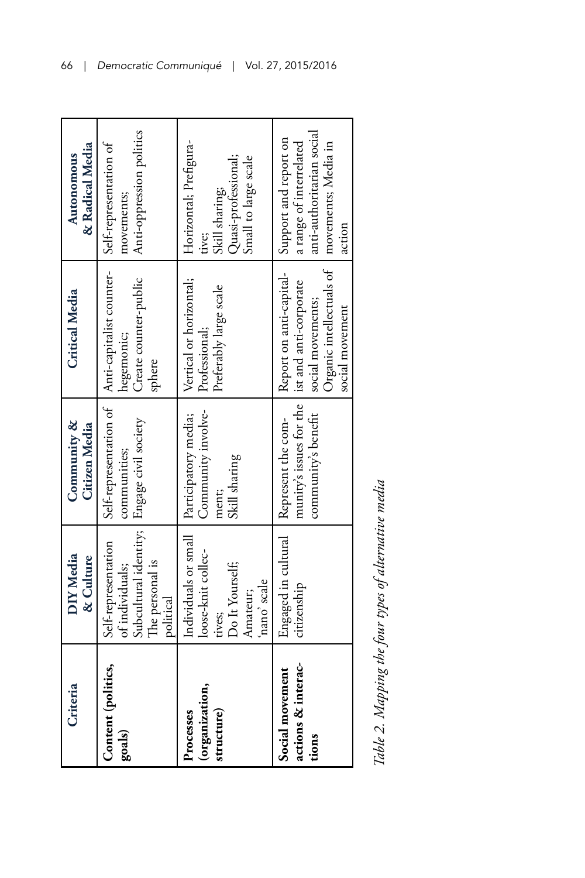| Criteria | DIY Media & Culture | Community & Citizen Media | Critical Media | Autonomous & Radical Media |
|---|---|---|---|---|
| **Content (politics, goals)** | Self-representation of individuals; Subcultural identity; The personal is political | Self-representation of communities; Engage civil society | Anti-capitalist counter-hegemonic; Create counter-public sphere | Self-representation of movements; Anti-oppression politics |
| **Processes (organization, structure)** | Individuals or small loose-knit collectives; Do It Yourself; Amateur; 'nano' scale | Participatory media; Community involvement; Skill sharing | Vertical or horizontal; Professional; Preferably large scale | Horizontal; Prefigurative; Skill sharing; Quasi-professional; Small to large scale |
| **Social movement actions & interactions** | Engaged in cultural citizenship | Represent the community's issues for the community's benefit | Report on anti-capitalist and anti-corporate social movements; Organic intellectuals of social movement | Support and report on a range of interrelated anti-authoritarian social movements; Media in action |

*Table 2. Mapping the four types of alternative media*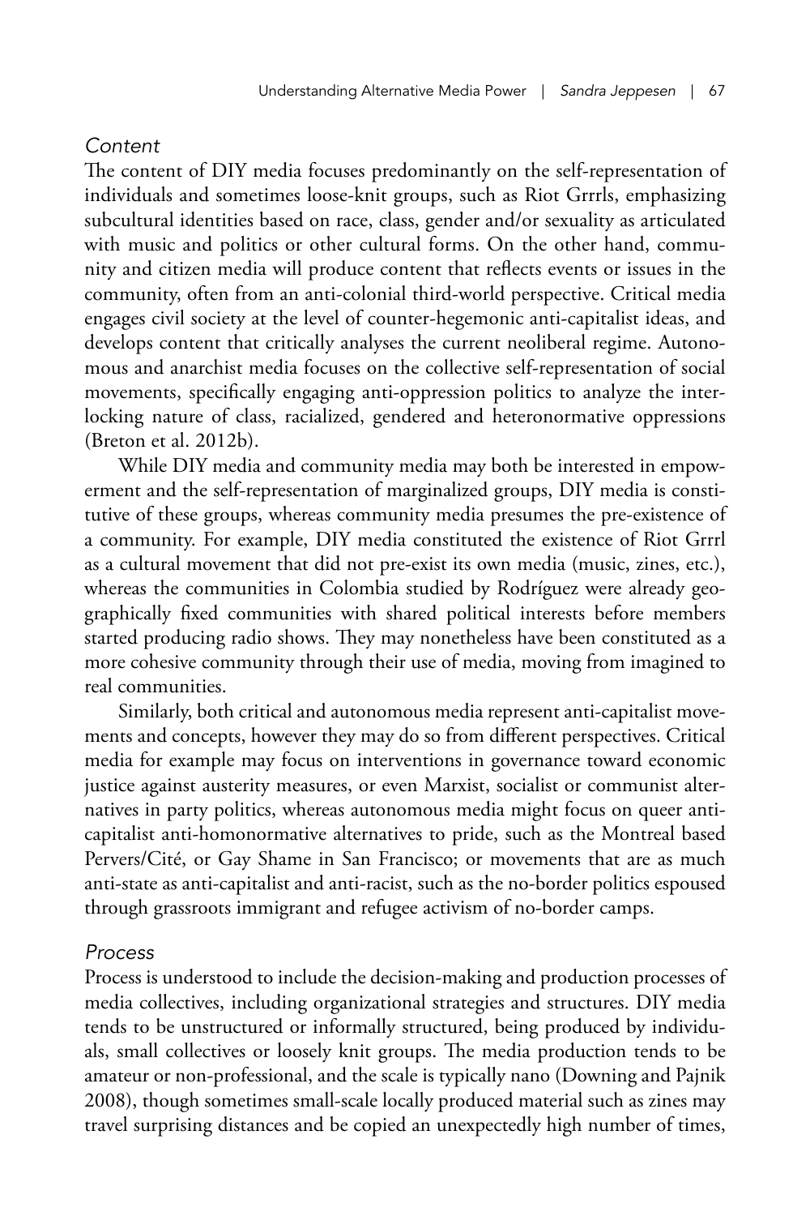### *Content*

The content of DIY media focuses predominantly on the self-representation of individuals and sometimes loose-knit groups, such as Riot Grrrls, emphasizing subcultural identities based on race, class, gender and/or sexuality as articulated with music and politics or other cultural forms. On the other hand, community and citizen media will produce content that reflects events or issues in the community, often from an anti-colonial third-world perspective. Critical media engages civil society at the level of counter-hegemonic anti-capitalist ideas, and develops content that critically analyses the current neoliberal regime. Autonomous and anarchist media focuses on the collective self-representation of social movements, specifically engaging anti-oppression politics to analyze the interlocking nature of class, racialized, gendered and heteronormative oppressions (Breton et al. 2012b).

While DIY media and community media may both be interested in empowerment and the self-representation of marginalized groups, DIY media is constitutive of these groups, whereas community media presumes the pre-existence of a community. For example, DIY media constituted the existence of Riot Grrrl as a cultural movement that did not pre-exist its own media (music, zines, etc.), whereas the communities in Colombia studied by Rodríguez were already geographically fixed communities with shared political interests before members started producing radio shows. They may nonetheless have been constituted as a more cohesive community through their use of media, moving from imagined to real communities.

Similarly, both critical and autonomous media represent anti-capitalist movements and concepts, however they may do so from different perspectives. Critical media for example may focus on interventions in governance toward economic justice against austerity measures, or even Marxist, socialist or communist alternatives in party politics, whereas autonomous media might focus on queer anti-capitalist anti-homonormative alternatives to pride, such as the Montreal based Pervers/Cité, or Gay Shame in San Francisco; or movements that are as much anti-state as anti-capitalist and anti-racist, such as the no-border politics espoused through grassroots immigrant and refugee activism of no-border camps.

### *Process*

Process is understood to include the decision-making and production processes of media collectives, including organizational strategies and structures. DIY media tends to be unstructured or informally structured, being produced by individuals, small collectives or loosely knit groups. The media production tends to be amateur or non-professional, and the scale is typically nano (Downing and Pajnik 2008), though sometimes small-scale locally produced material such as zines may travel surprising distances and be copied an unexpectedly high number of times,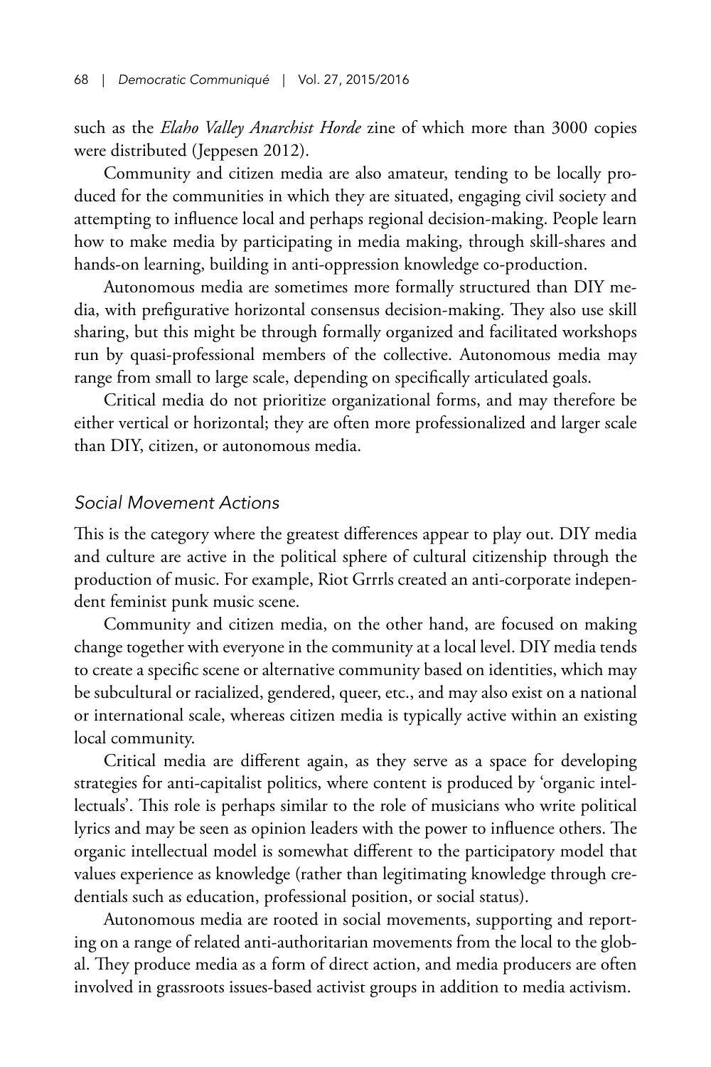such as the *Elaho Valley Anarchist Horde* zine of which more than 3000 copies were distributed (Jeppesen 2012).

Community and citizen media are also amateur, tending to be locally produced for the communities in which they are situated, engaging civil society and attempting to influence local and perhaps regional decision-making. People learn how to make media by participating in media making, through skill-shares and hands-on learning, building in anti-oppression knowledge co-production.

Autonomous media are sometimes more formally structured than DIY media, with prefigurative horizontal consensus decision-making. They also use skill sharing, but this might be through formally organized and facilitated workshops run by quasi-professional members of the collective. Autonomous media may range from small to large scale, depending on specifically articulated goals.

Critical media do not prioritize organizational forms, and may therefore be either vertical or horizontal; they are often more professionalized and larger scale than DIY, citizen, or autonomous media.

### *Social Movement Actions*

This is the category where the greatest differences appear to play out. DIY media and culture are active in the political sphere of cultural citizenship through the production of music. For example, Riot Grrrls created an anti-corporate independent feminist punk music scene.

Community and citizen media, on the other hand, are focused on making change together with everyone in the community at a local level. DIY media tends to create a specific scene or alternative community based on identities, which may be subcultural or racialized, gendered, queer, etc., and may also exist on a national or international scale, whereas citizen media is typically active within an existing local community.

Critical media are different again, as they serve as a space for developing strategies for anti-capitalist politics, where content is produced by 'organic intellectuals'. This role is perhaps similar to the role of musicians who write political lyrics and may be seen as opinion leaders with the power to influence others. The organic intellectual model is somewhat different to the participatory model that values experience as knowledge (rather than legitimating knowledge through credentials such as education, professional position, or social status).

Autonomous media are rooted in social movements, supporting and reporting on a range of related anti-authoritarian movements from the local to the global. They produce media as a form of direct action, and media producers are often involved in grassroots issues-based activist groups in addition to media activism.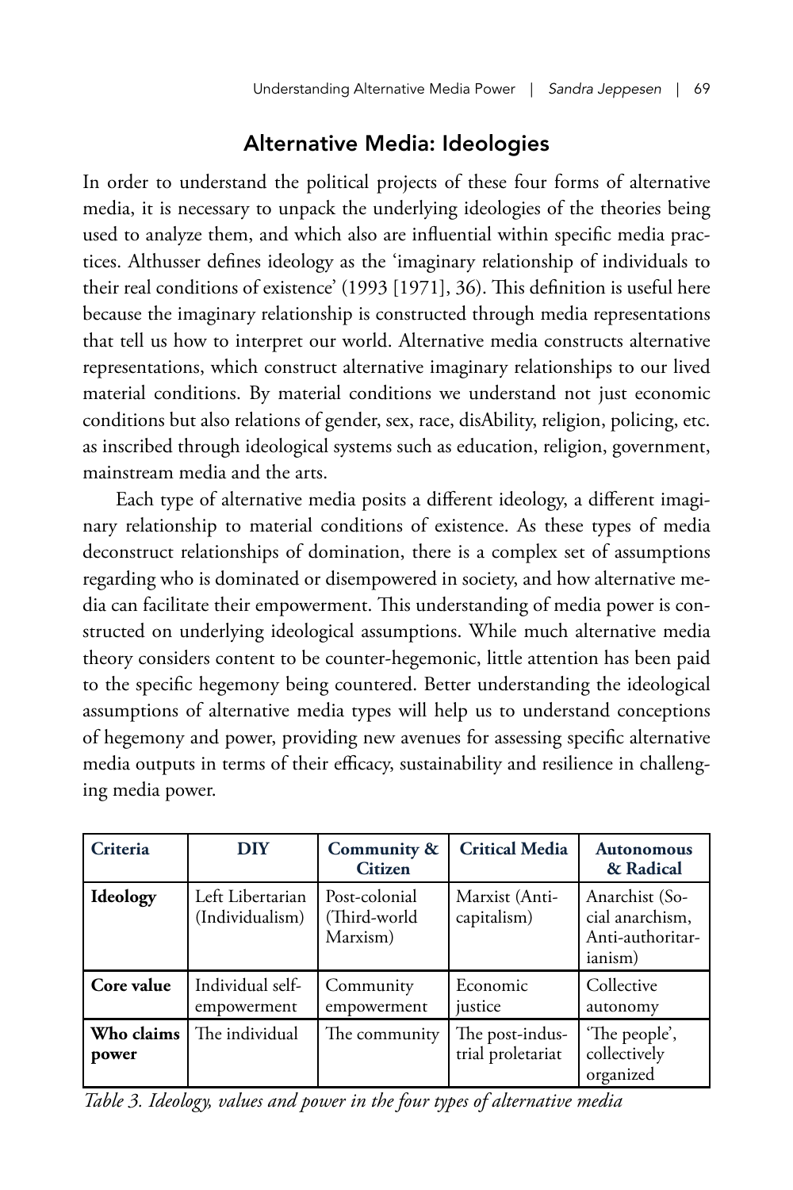## Alternative Media: Ideologies

In order to understand the political projects of these four forms of alternative media, it is necessary to unpack the underlying ideologies of the theories being used to analyze them, and which also are influential within specific media practices. Althusser defines ideology as the 'imaginary relationship of individuals to their real conditions of existence' (1993 [1971], 36). This definition is useful here because the imaginary relationship is constructed through media representations that tell us how to interpret our world. Alternative media constructs alternative representations, which construct alternative imaginary relationships to our lived material conditions. By material conditions we understand not just economic conditions but also relations of gender, sex, race, disAbility, religion, policing, etc. as inscribed through ideological systems such as education, religion, government, mainstream media and the arts.

Each type of alternative media posits a different ideology, a different imaginary relationship to material conditions of existence. As these types of media deconstruct relationships of domination, there is a complex set of assumptions regarding who is dominated or disempowered in society, and how alternative media can facilitate their empowerment. This understanding of media power is constructed on underlying ideological assumptions. While much alternative media theory considers content to be counter-hegemonic, little attention has been paid to the specific hegemony being countered. Better understanding the ideological assumptions of alternative media types will help us to understand conceptions of hegemony and power, providing new avenues for assessing specific alternative media outputs in terms of their efficacy, sustainability and resilience in challenging media power.

| Criteria | DIY | Community & Citizen | Critical Media | Autonomous & Radical |
|---|---|---|---|---|
| **Ideology** | Left Libertarian (Individualism) | Post-colonial (Third-world Marxism) | Marxist (Anti-capitalism) | Anarchist (Social anarchism, Anti-authoritarianism) |
| **Core value** | Individual self-empowerment | Community empowerment | Economic justice | Collective autonomy |
| **Who claims power** | The individual | The community | The post-industrial proletariat | 'The people', collectively organized |

*Table 3. Ideology, values and power in the four types of alternative media*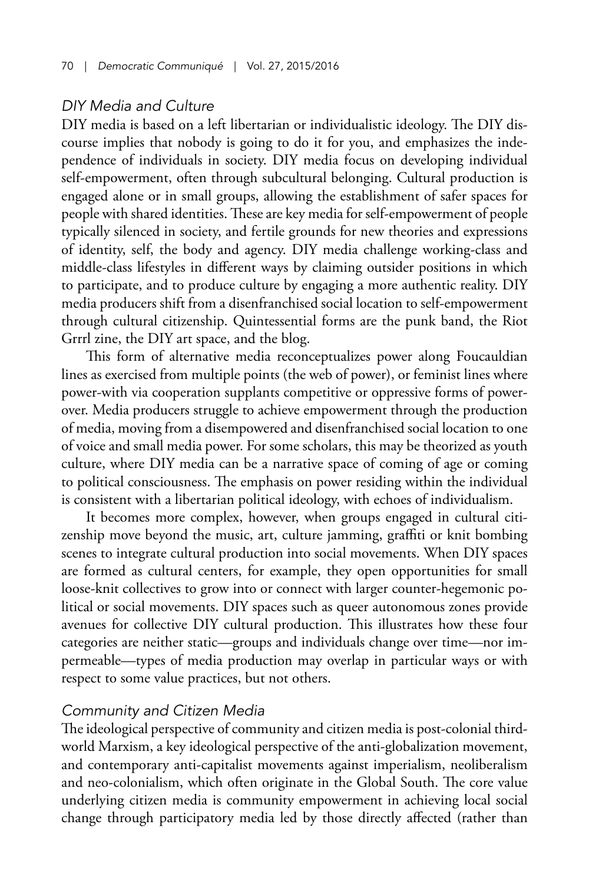### *DIY Media and Culture*

DIY media is based on a left libertarian or individualistic ideology. The DIY discourse implies that nobody is going to do it for you, and emphasizes the independence of individuals in society. DIY media focus on developing individual self-empowerment, often through subcultural belonging. Cultural production is engaged alone or in small groups, allowing the establishment of safer spaces for people with shared identities. These are key media for self-empowerment of people typically silenced in society, and fertile grounds for new theories and expressions of identity, self, the body and agency. DIY media challenge working-class and middle-class lifestyles in different ways by claiming outsider positions in which to participate, and to produce culture by engaging a more authentic reality. DIY media producers shift from a disenfranchised social location to self-empowerment through cultural citizenship. Quintessential forms are the punk band, the Riot Grrrl zine, the DIY art space, and the blog.

This form of alternative media reconceptualizes power along Foucauldian lines as exercised from multiple points (the web of power), or feminist lines where power-with via cooperation supplants competitive or oppressive forms of power-over. Media producers struggle to achieve empowerment through the production of media, moving from a disempowered and disenfranchised social location to one of voice and small media power. For some scholars, this may be theorized as youth culture, where DIY media can be a narrative space of coming of age or coming to political consciousness. The emphasis on power residing within the individual is consistent with a libertarian political ideology, with echoes of individualism.

It becomes more complex, however, when groups engaged in cultural citizenship move beyond the music, art, culture jamming, graffiti or knit bombing scenes to integrate cultural production into social movements. When DIY spaces are formed as cultural centers, for example, they open opportunities for small loose-knit collectives to grow into or connect with larger counter-hegemonic political or social movements. DIY spaces such as queer autonomous zones provide avenues for collective DIY cultural production. This illustrates how these four categories are neither static—groups and individuals change over time—nor impermeable—types of media production may overlap in particular ways or with respect to some value practices, but not others.

### *Community and Citizen Media*

The ideological perspective of community and citizen media is post-colonial third-world Marxism, a key ideological perspective of the anti-globalization movement, and contemporary anti-capitalist movements against imperialism, neoliberalism and neo-colonialism, which often originate in the Global South. The core value underlying citizen media is community empowerment in achieving local social change through participatory media led by those directly affected (rather than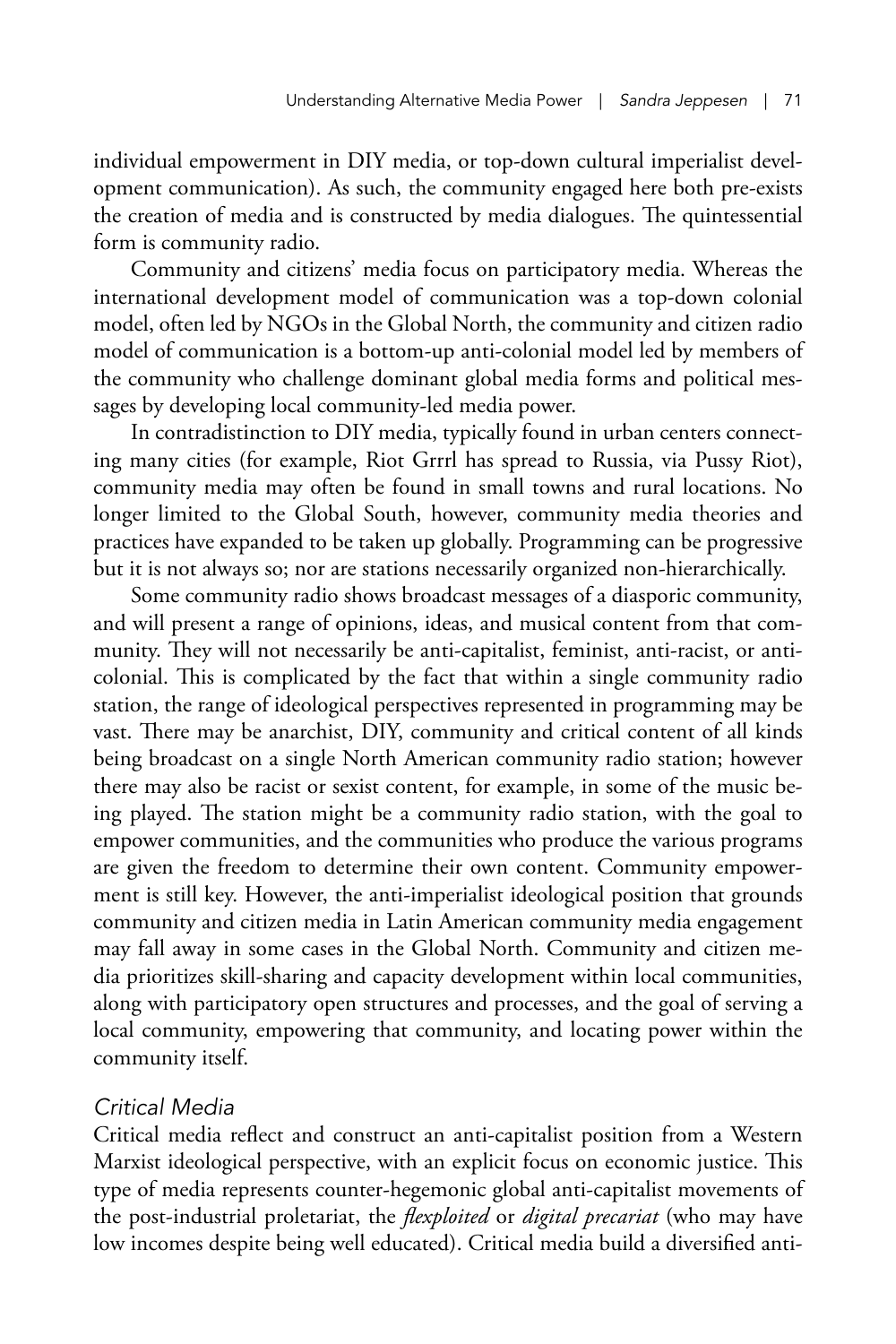individual empowerment in DIY media, or top-down cultural imperialist development communication). As such, the community engaged here both pre-exists the creation of media and is constructed by media dialogues. The quintessential form is community radio.

Community and citizens' media focus on participatory media. Whereas the international development model of communication was a top-down colonial model, often led by NGOs in the Global North, the community and citizen radio model of communication is a bottom-up anti-colonial model led by members of the community who challenge dominant global media forms and political messages by developing local community-led media power.

In contradistinction to DIY media, typically found in urban centers connecting many cities (for example, Riot Grrrl has spread to Russia, via Pussy Riot), community media may often be found in small towns and rural locations. No longer limited to the Global South, however, community media theories and practices have expanded to be taken up globally. Programming can be progressive but it is not always so; nor are stations necessarily organized non-hierarchically.

Some community radio shows broadcast messages of a diasporic community, and will present a range of opinions, ideas, and musical content from that community. They will not necessarily be anti-capitalist, feminist, anti-racist, or anti-colonial. This is complicated by the fact that within a single community radio station, the range of ideological perspectives represented in programming may be vast. There may be anarchist, DIY, community and critical content of all kinds being broadcast on a single North American community radio station; however there may also be racist or sexist content, for example, in some of the music being played. The station might be a community radio station, with the goal to empower communities, and the communities who produce the various programs are given the freedom to determine their own content. Community empowerment is still key. However, the anti-imperialist ideological position that grounds community and citizen media in Latin American community media engagement may fall away in some cases in the Global North. Community and citizen media prioritizes skill-sharing and capacity development within local communities, along with participatory open structures and processes, and the goal of serving a local community, empowering that community, and locating power within the community itself.

### *Critical Media*

Critical media reflect and construct an anti-capitalist position from a Western Marxist ideological perspective, with an explicit focus on economic justice. This type of media represents counter-hegemonic global anti-capitalist movements of the post-industrial proletariat, the *flexploited* or *digital precariat* (who may have low incomes despite being well educated). Critical media build a diversified anti-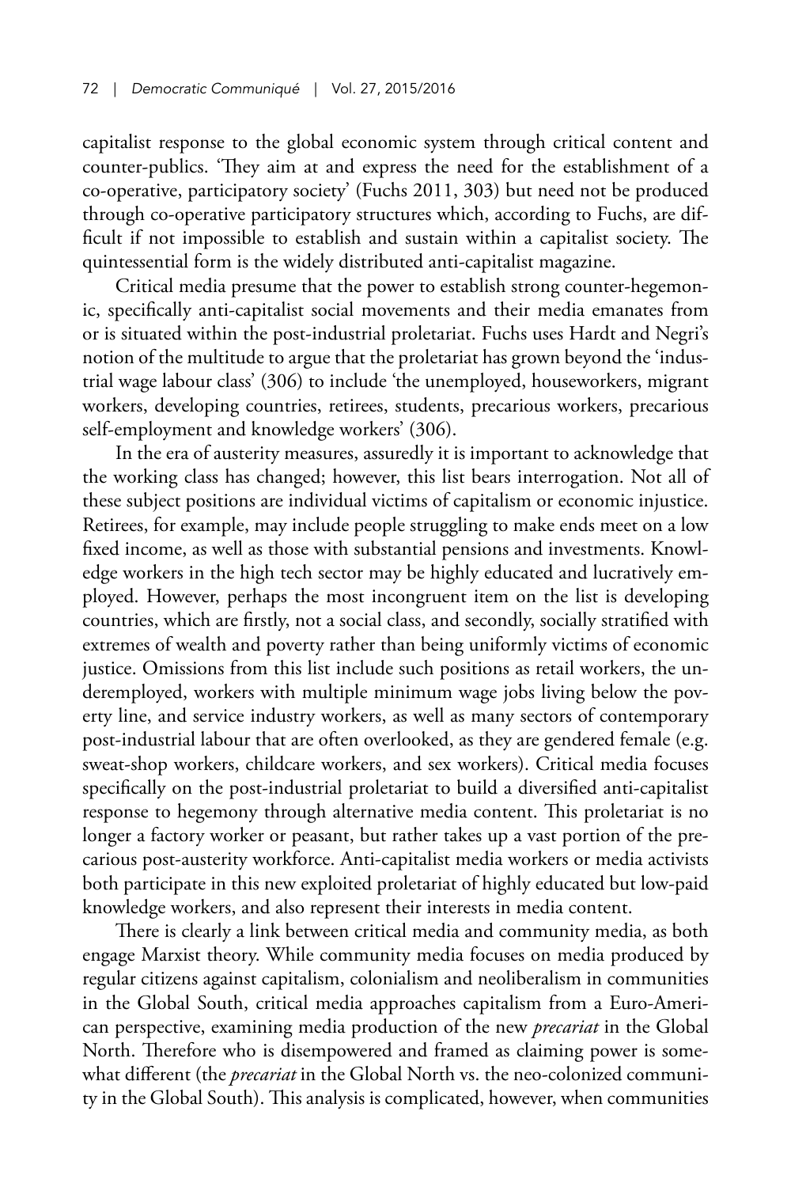capitalist response to the global economic system through critical content and counter-publics. 'They aim at and express the need for the establishment of a co-operative, participatory society' (Fuchs 2011, 303) but need not be produced through co-operative participatory structures which, according to Fuchs, are difficult if not impossible to establish and sustain within a capitalist society. The quintessential form is the widely distributed anti-capitalist magazine.

Critical media presume that the power to establish strong counter-hegemonic, specifically anti-capitalist social movements and their media emanates from or is situated within the post-industrial proletariat. Fuchs uses Hardt and Negri's notion of the multitude to argue that the proletariat has grown beyond the 'industrial wage labour class' (306) to include 'the unemployed, houseworkers, migrant workers, developing countries, retirees, students, precarious workers, precarious self-employment and knowledge workers' (306).

In the era of austerity measures, assuredly it is important to acknowledge that the working class has changed; however, this list bears interrogation. Not all of these subject positions are individual victims of capitalism or economic injustice. Retirees, for example, may include people struggling to make ends meet on a low fixed income, as well as those with substantial pensions and investments. Knowledge workers in the high tech sector may be highly educated and lucratively employed. However, perhaps the most incongruent item on the list is developing countries, which are firstly, not a social class, and secondly, socially stratified with extremes of wealth and poverty rather than being uniformly victims of economic justice. Omissions from this list include such positions as retail workers, the underemployed, workers with multiple minimum wage jobs living below the poverty line, and service industry workers, as well as many sectors of contemporary post-industrial labour that are often overlooked, as they are gendered female (e.g. sweat-shop workers, childcare workers, and sex workers). Critical media focuses specifically on the post-industrial proletariat to build a diversified anti-capitalist response to hegemony through alternative media content. This proletariat is no longer a factory worker or peasant, but rather takes up a vast portion of the precarious post-austerity workforce. Anti-capitalist media workers or media activists both participate in this new exploited proletariat of highly educated but low-paid knowledge workers, and also represent their interests in media content.

There is clearly a link between critical media and community media, as both engage Marxist theory. While community media focuses on media produced by regular citizens against capitalism, colonialism and neoliberalism in communities in the Global South, critical media approaches capitalism from a Euro-American perspective, examining media production of the new *precariat* in the Global North. Therefore who is disempowered and framed as claiming power is somewhat different (the *precariat* in the Global North vs. the neo-colonized community in the Global South). This analysis is complicated, however, when communities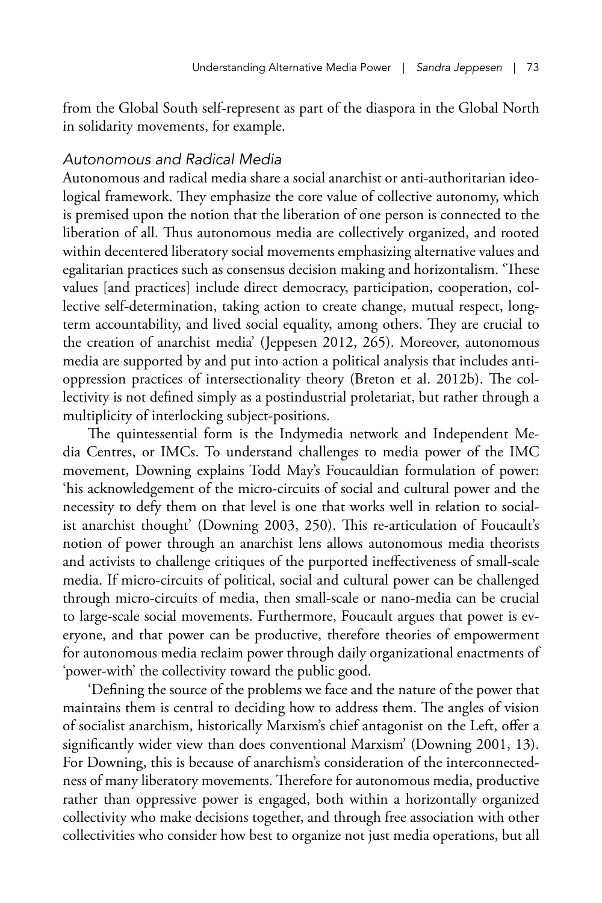from the Global South self-represent as part of the diaspora in the Global North in solidarity movements, for example.

### *Autonomous and Radical Media*

Autonomous and radical media share a social anarchist or anti-authoritarian ideological framework. They emphasize the core value of collective autonomy, which is premised upon the notion that the liberation of one person is connected to the liberation of all. Thus autonomous media are collectively organized, and rooted within decentered liberatory social movements emphasizing alternative values and egalitarian practices such as consensus decision making and horizontalism. 'These values [and practices] include direct democracy, participation, cooperation, collective self-determination, taking action to create change, mutual respect, long-term accountability, and lived social equality, among others. They are crucial to the creation of anarchist media' (Jeppesen 2012, 265). Moreover, autonomous media are supported by and put into action a political analysis that includes anti-oppression practices of intersectionality theory (Breton et al. 2012b). The collectivity is not defined simply as a postindustrial proletariat, but rather through a multiplicity of interlocking subject-positions.

The quintessential form is the Indymedia network and Independent Media Centres, or IMCs. To understand challenges to media power of the IMC movement, Downing explains Todd May's Foucauldian formulation of power: 'his acknowledgement of the micro-circuits of social and cultural power and the necessity to defy them on that level is one that works well in relation to socialist anarchist thought' (Downing 2003, 250). This re-articulation of Foucault's notion of power through an anarchist lens allows autonomous media theorists and activists to challenge critiques of the purported ineffectiveness of small-scale media. If micro-circuits of political, social and cultural power can be challenged through micro-circuits of media, then small-scale or nano-media can be crucial to large-scale social movements. Furthermore, Foucault argues that power is everyone, and that power can be productive, therefore theories of empowerment for autonomous media reclaim power through daily organizational enactments of 'power-with' the collectivity toward the public good.

'Defining the source of the problems we face and the nature of the power that maintains them is central to deciding how to address them. The angles of vision of socialist anarchism, historically Marxism's chief antagonist on the Left, offer a significantly wider view than does conventional Marxism' (Downing 2001, 13). For Downing, this is because of anarchism's consideration of the interconnectedness of many liberatory movements. Therefore for autonomous media, productive rather than oppressive power is engaged, both within a horizontally organized collectivity who make decisions together, and through free association with other collectivities who consider how best to organize not just media operations, but all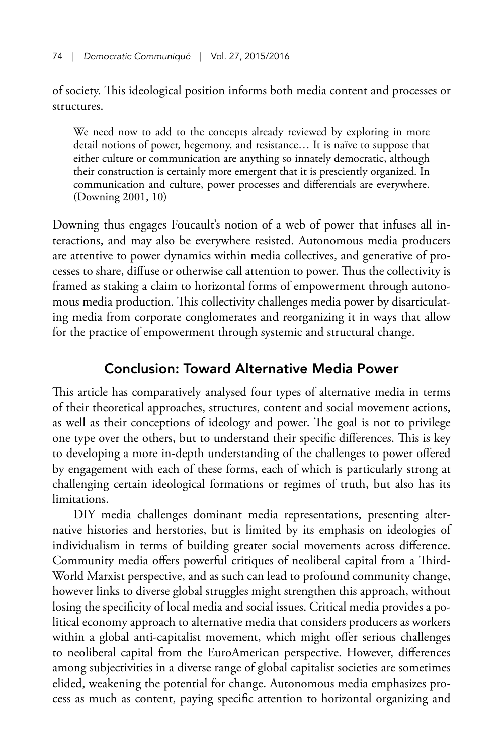of society. This ideological position informs both media content and processes or structures.

> We need now to add to the concepts already reviewed by exploring in more detail notions of power, hegemony, and resistance… It is naïve to suppose that either culture or communication are anything so innately democratic, although their construction is certainly more emergent that it is presciently organized. In communication and culture, power processes and differentials are everywhere. (Downing 2001, 10)

Downing thus engages Foucault's notion of a web of power that infuses all interactions, and may also be everywhere resisted. Autonomous media producers are attentive to power dynamics within media collectives, and generative of processes to share, diffuse or otherwise call attention to power. Thus the collectivity is framed as staking a claim to horizontal forms of empowerment through autonomous media production. This collectivity challenges media power by disarticulating media from corporate conglomerates and reorganizing it in ways that allow for the practice of empowerment through systemic and structural change.

## Conclusion: Toward Alternative Media Power

This article has comparatively analysed four types of alternative media in terms of their theoretical approaches, structures, content and social movement actions, as well as their conceptions of ideology and power. The goal is not to privilege one type over the others, but to understand their specific differences. This is key to developing a more in-depth understanding of the challenges to power offered by engagement with each of these forms, each of which is particularly strong at challenging certain ideological formations or regimes of truth, but also has its limitations.

DIY media challenges dominant media representations, presenting alternative histories and herstories, but is limited by its emphasis on ideologies of individualism in terms of building greater social movements across difference. Community media offers powerful critiques of neoliberal capital from a Third-World Marxist perspective, and as such can lead to profound community change, however links to diverse global struggles might strengthen this approach, without losing the specificity of local media and social issues. Critical media provides a political economy approach to alternative media that considers producers as workers within a global anti-capitalist movement, which might offer serious challenges to neoliberal capital from the EuroAmerican perspective. However, differences among subjectivities in a diverse range of global capitalist societies are sometimes elided, weakening the potential for change. Autonomous media emphasizes process as much as content, paying specific attention to horizontal organizing and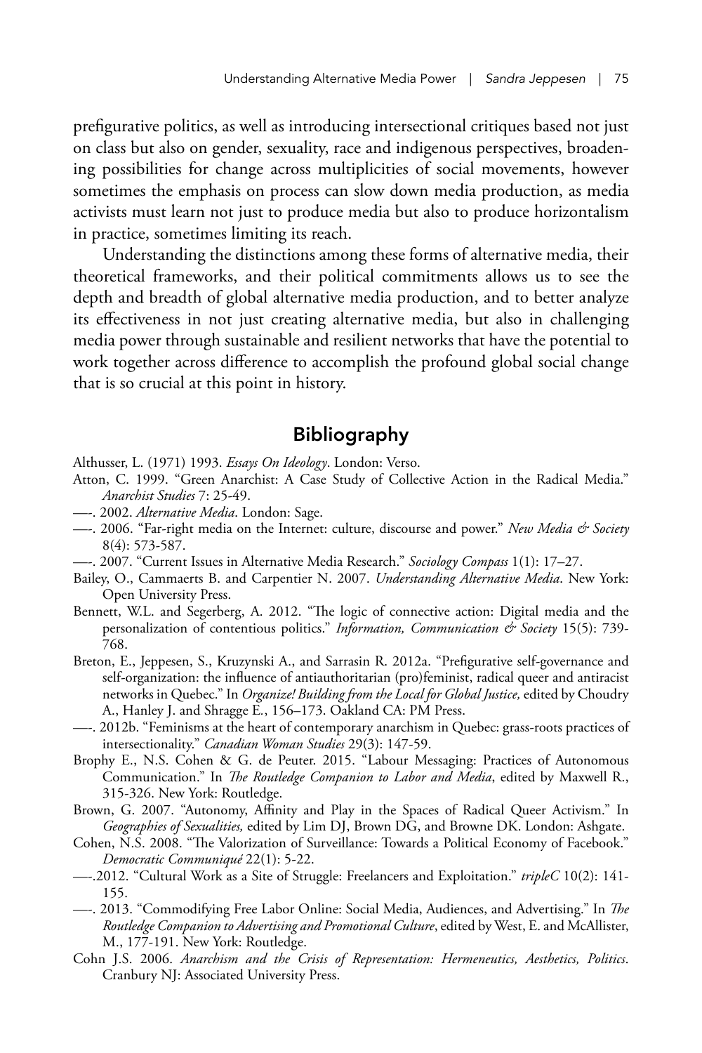prefigurative politics, as well as introducing intersectional critiques based not just on class but also on gender, sexuality, race and indigenous perspectives, broadening possibilities for change across multiplicities of social movements, however sometimes the emphasis on process can slow down media production, as media activists must learn not just to produce media but also to produce horizontalism in practice, sometimes limiting its reach.

Understanding the distinctions among these forms of alternative media, their theoretical frameworks, and their political commitments allows us to see the depth and breadth of global alternative media production, and to better analyze its effectiveness in not just creating alternative media, but also in challenging media power through sustainable and resilient networks that have the potential to work together across difference to accomplish the profound global social change that is so crucial at this point in history.

## Bibliography

Althusser, L. (1971) 1993. *Essays On Ideology*. London: Verso.

Atton, C. 1999. "Green Anarchist: A Case Study of Collective Action in the Radical Media." *Anarchist Studies* 7: 25-49.

—-. 2002. *Alternative Media*. London: Sage.

—-. 2006. "Far-right media on the Internet: culture, discourse and power." *New Media & Society* 8(4): 573-587.

—-. 2007. "Current Issues in Alternative Media Research." *Sociology Compass* 1(1): 17–27.

Bailey, O., Cammaerts B. and Carpentier N. 2007. *Understanding Alternative Media*. New York: Open University Press.

Bennett, W.L. and Segerberg, A. 2012. "The logic of connective action: Digital media and the personalization of contentious politics." *Information, Communication & Society* 15(5): 739-768.

Breton, E., Jeppesen, S., Kruzynski A., and Sarrasin R. 2012a. "Prefigurative self-governance and self-organization: the influence of antiauthoritarian (pro)feminist, radical queer and antiracist networks in Quebec." In *Organize! Building from the Local for Global Justice,* edited by Choudry A., Hanley J. and Shragge E., 156–173. Oakland CA: PM Press.

—-. 2012b. "Feminisms at the heart of contemporary anarchism in Quebec: grass-roots practices of intersectionality." *Canadian Woman Studies* 29(3): 147-59.

Brophy E., N.S. Cohen & G. de Peuter. 2015. "Labour Messaging: Practices of Autonomous Communication." In *The Routledge Companion to Labor and Media*, edited by Maxwell R., 315-326. New York: Routledge.

Brown, G. 2007. "Autonomy, Affinity and Play in the Spaces of Radical Queer Activism." In *Geographies of Sexualities,* edited by Lim DJ, Brown DG, and Browne DK. London: Ashgate.

Cohen, N.S. 2008. "The Valorization of Surveillance: Towards a Political Economy of Facebook." *Democratic Communiqué* 22(1): 5-22.

—-.2012. "Cultural Work as a Site of Struggle: Freelancers and Exploitation." *tripleC* 10(2): 141-155.

—-. 2013. "Commodifying Free Labor Online: Social Media, Audiences, and Advertising." In *The Routledge Companion to Advertising and Promotional Culture*, edited by West, E. and McAllister, M., 177-191. New York: Routledge.

Cohn J.S. 2006. *Anarchism and the Crisis of Representation: Hermeneutics, Aesthetics, Politics*. Cranbury NJ: Associated University Press.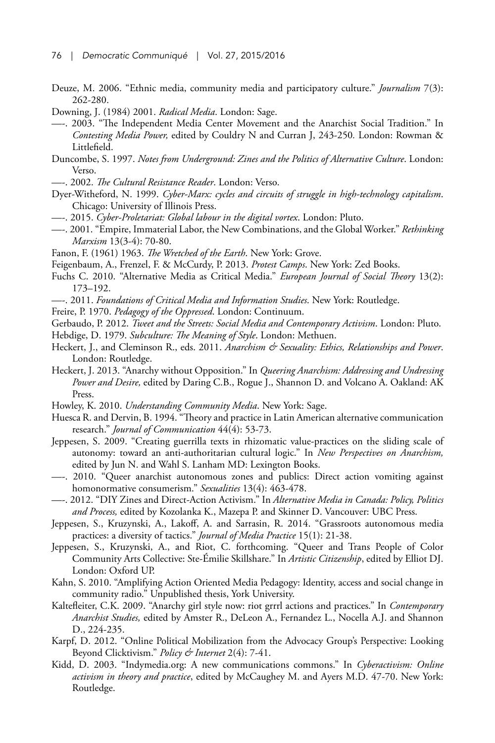Deuze, M. 2006. "Ethnic media, community media and participatory culture." *Journalism* 7(3): 262-280.

Downing, J. (1984) 2001. *Radical Media*. London: Sage.

—-. 2003. "The Independent Media Center Movement and the Anarchist Social Tradition." In *Contesting Media Power,* edited by Couldry N and Curran J, 243-250*.* London: Rowman & Littlefield.

Duncombe, S. 1997. *Notes from Underground: Zines and the Politics of Alternative Culture*. London: Verso.

—-. 2002. *The Cultural Resistance Reader*. London: Verso.

Dyer-Witheford, N. 1999. *Cyber-Marx: cycles and circuits of struggle in high-technology capitalism*. Chicago: University of Illinois Press.

—-. 2015. *Cyber-Proletariat: Global labour in the digital vortex*. London: Pluto.

—-. 2001. "Empire, Immaterial Labor, the New Combinations, and the Global Worker." *Rethinking Marxism* 13(3-4): 70-80.

Fanon, F. (1961) 1963. *The Wretched of the Earth*. New York: Grove.

Feigenbaum, A., Frenzel, F. & McCurdy, P. 2013. *Protest Camps*. New York: Zed Books.

Fuchs C. 2010. "Alternative Media as Critical Media." *European Journal of Social Theory* 13(2): 173–192.

—-. 2011. *Foundations of Critical Media and Information Studies*. New York: Routledge.

Freire, P. 1970. *Pedagogy of the Oppressed*. London: Continuum.

Gerbaudo, P. 2012. *Tweet and the Streets: Social Media and Contemporary Activism*. London: Pluto.

Hebdige, D. 1979. *Subculture: The Meaning of Style*. London: Methuen.

Heckert, J., and Cleminson R., eds. 2011. *Anarchism & Sexuality: Ethics, Relationships and Power*. London: Routledge.

Heckert, J. 2013. "Anarchy without Opposition." In *Queering Anarchism: Addressing and Undressing Power and Desire,* edited by Daring C.B., Rogue J., Shannon D. and Volcano A. Oakland: AK Press.

Howley, K. 2010. *Understanding Community Media*. New York: Sage.

Huesca R. and Dervin, B. 1994. "Theory and practice in Latin American alternative communication research." *Journal of Communication* 44(4): 53-73.

Jeppesen, S. 2009. "Creating guerrilla texts in rhizomatic value-practices on the sliding scale of autonomy: toward an anti-authoritarian cultural logic." In *New Perspectives on Anarchism,* edited by Jun N. and Wahl S. Lanham MD: Lexington Books.

—-. 2010. "Queer anarchist autonomous zones and publics: Direct action vomiting against homonormative consumerism." *Sexualities* 13(4): 463-478.

—-. 2012. "DIY Zines and Direct-Action Activism." In *Alternative Media in Canada: Policy, Politics and Process,* edited by Kozolanka K., Mazepa P. and Skinner D. Vancouver: UBC Press.

Jeppesen, S., Kruzynski, A., Lakoff, A. and Sarrasin, R. 2014. "Grassroots autonomous media practices: a diversity of tactics." *Journal of Media Practice* 15(1): 21-38.

Jeppesen, S., Kruzynski, A., and Riot, C. forthcoming. "Queer and Trans People of Color Community Arts Collective: Ste-Émilie Skillshare." In *Artistic Citizenship*, edited by Elliot DJ. London: Oxford UP.

Kahn, S. 2010. "Amplifying Action Oriented Media Pedagogy: Identity, access and social change in community radio." Unpublished thesis, York University.

Kaltefleiter, C.K. 2009. "Anarchy girl style now: riot grrrl actions and practices." In *Contemporary Anarchist Studies,* edited by Amster R., DeLeon A., Fernandez L., Nocella A.J. and Shannon D., 224-235.

Karpf, D. 2012. "Online Political Mobilization from the Advocacy Group's Perspective: Looking Beyond Clicktivism." *Policy & Internet* 2(4): 7-41.

Kidd, D. 2003. "Indymedia.org: A new communications commons." In *Cyberactivism: Online activism in theory and practice*, edited by McCaughey M. and Ayers M.D. 47-70. New York: Routledge.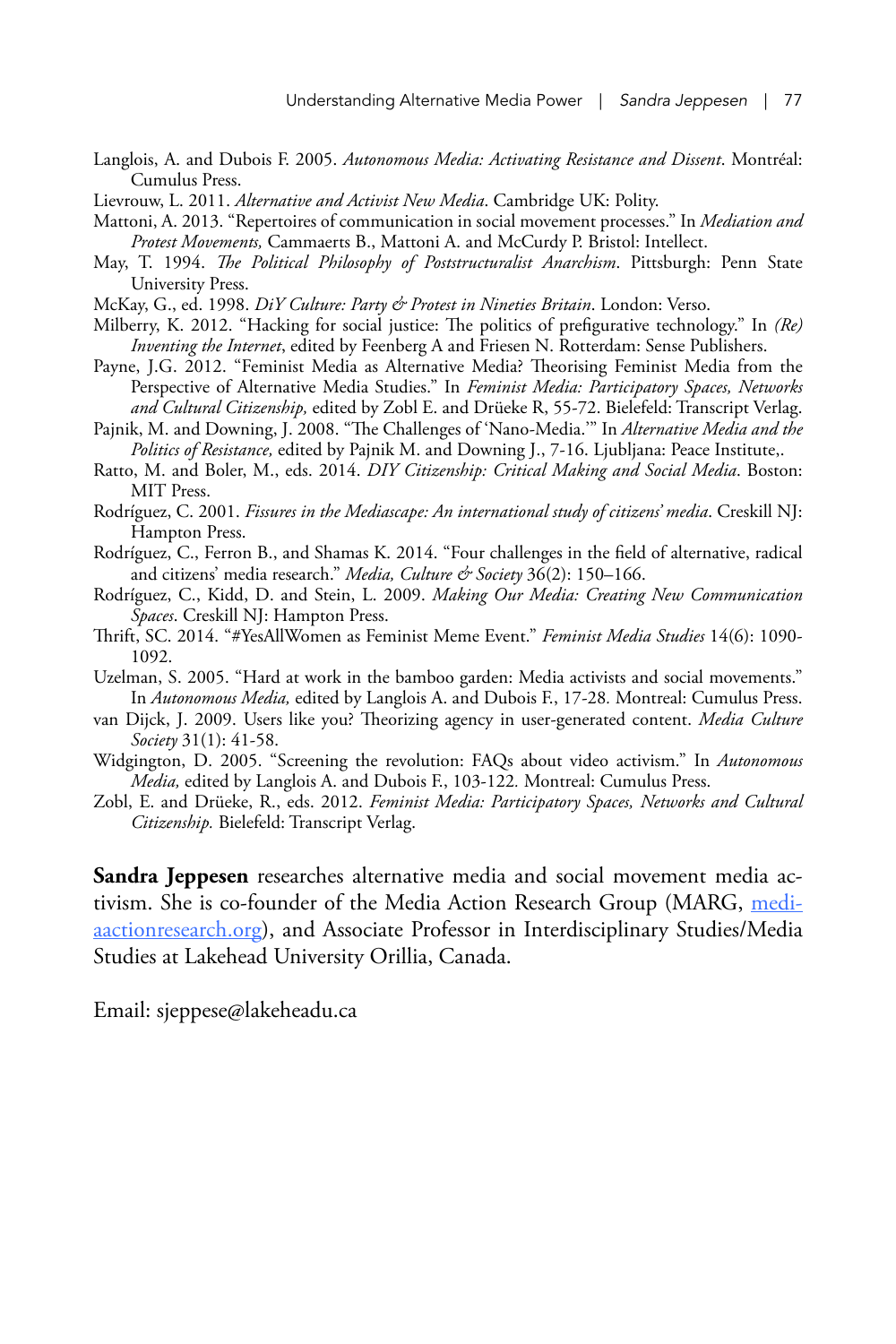Langlois, A. and Dubois F. 2005. *Autonomous Media: Activating Resistance and Dissent*. Montréal: Cumulus Press.

Lievrouw, L. 2011. *Alternative and Activist New Media*. Cambridge UK: Polity.

Mattoni, A. 2013. "Repertoires of communication in social movement processes." In *Mediation and Protest Movements,* Cammaerts B., Mattoni A. and McCurdy P. Bristol: Intellect.

May, T. 1994. *The Political Philosophy of Poststructuralist Anarchism*. Pittsburgh: Penn State University Press.

McKay, G., ed. 1998. *DiY Culture: Party & Protest in Nineties Britain*. London: Verso.

Milberry, K. 2012. "Hacking for social justice: The politics of prefigurative technology." In *(Re) Inventing the Internet*, edited by Feenberg A and Friesen N. Rotterdam: Sense Publishers.

Payne, J.G. 2012. "Feminist Media as Alternative Media? Theorising Feminist Media from the Perspective of Alternative Media Studies." In *Feminist Media: Participatory Spaces, Networks and Cultural Citizenship,* edited by Zobl E. and Drüeke R, 55-72. Bielefeld: Transcript Verlag.

Pajnik, M. and Downing, J. 2008. "The Challenges of 'Nano-Media.'" In *Alternative Media and the Politics of Resistance,* edited by Pajnik M. and Downing J., 7-16. Ljubljana: Peace Institute,.

Ratto, M. and Boler, M., eds. 2014. *DIY Citizenship: Critical Making and Social Media*. Boston: MIT Press.

Rodríguez, C. 2001. *Fissures in the Mediascape: An international study of citizens' media*. Creskill NJ: Hampton Press.

Rodríguez, C., Ferron B., and Shamas K. 2014. "Four challenges in the field of alternative, radical and citizens' media research." *Media, Culture & Society* 36(2): 150–166.

Rodríguez, C., Kidd, D. and Stein, L. 2009. *Making Our Media: Creating New Communication Spaces*. Creskill NJ: Hampton Press.

Thrift, SC. 2014. "#YesAllWomen as Feminist Meme Event." *Feminist Media Studies* 14(6): 1090-1092.

Uzelman, S. 2005. "Hard at work in the bamboo garden: Media activists and social movements." In *Autonomous Media,* edited by Langlois A. and Dubois F., 17-28. Montreal: Cumulus Press.

van Dijck, J. 2009. Users like you? Theorizing agency in user-generated content. *Media Culture Society* 31(1): 41-58.

Widgington, D. 2005. "Screening the revolution: FAQs about video activism." In *Autonomous Media,* edited by Langlois A. and Dubois F., 103-122. Montreal: Cumulus Press.

Zobl, E. and Drüeke, R., eds. 2012. *Feminist Media: Participatory Spaces, Networks and Cultural Citizenship.* Bielefeld: Transcript Verlag.

**Sandra Jeppesen** researches alternative media and social movement media activism. She is co-founder of the Media Action Research Group (MARG, [mediaactionresearch.org](http://mediaactionresearch.org)), and Associate Professor in Interdisciplinary Studies/Media Studies at Lakehead University Orillia, Canada.

Email: sjeppese@lakeheadu.ca